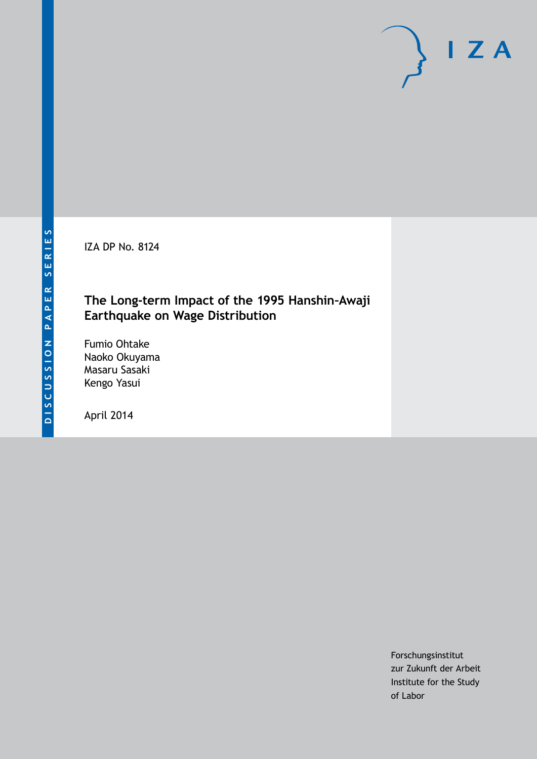DISCUSSION PAPER SERIES

IZA DP No. 8124

# The Long-term Impact of the 1995 Hanshin-Awaji Earthquake on Wage Distribution

Fumio Ohtake
Naoko Okuyama
Masaru Sasaki
Kengo Yasui

April 2014

Forschungsinstitut
zur Zukunft der Arbeit
Institute for the Study
of Labor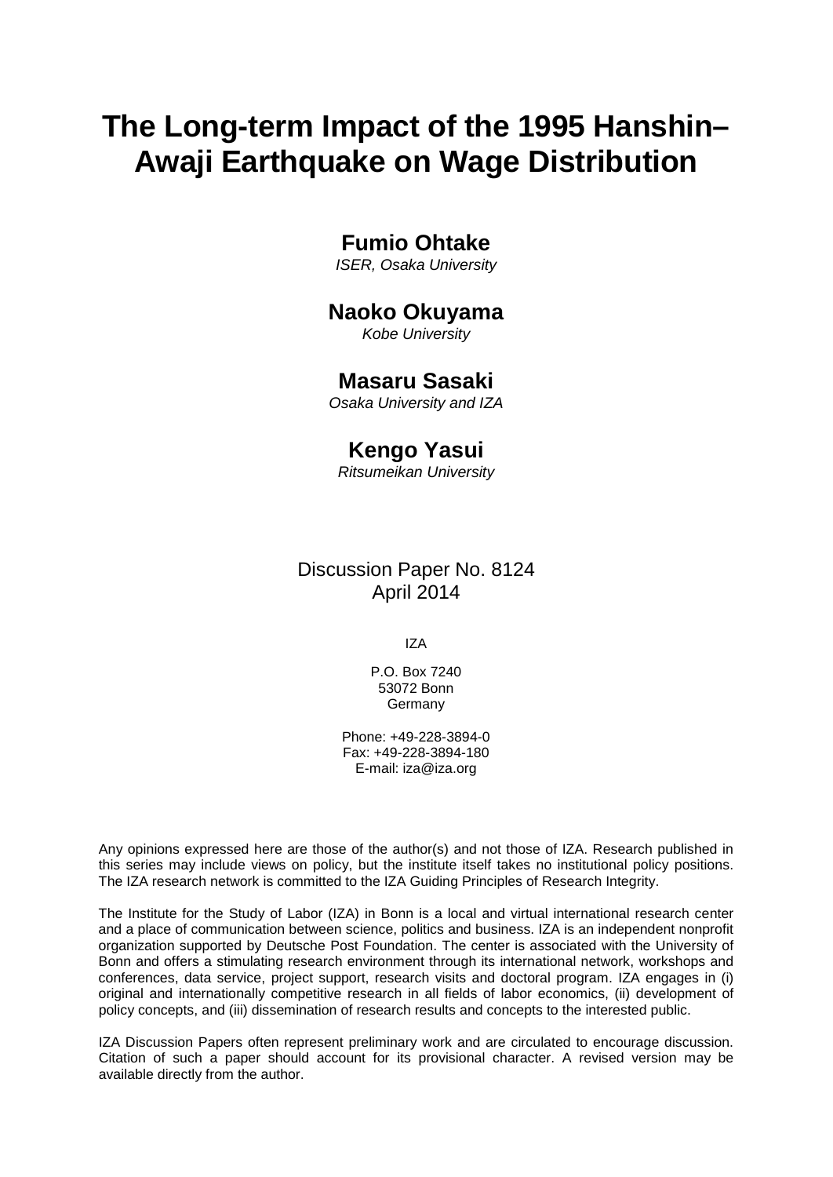# The Long-term Impact of the 1995 Hanshin–Awaji Earthquake on Wage Distribution

**Fumio Ohtake**
*ISER, Osaka University*

**Naoko Okuyama**
*Kobe University*

**Masaru Sasaki**
*Osaka University and IZA*

**Kengo Yasui**
*Ritsumeikan University*

Discussion Paper No. 8124
April 2014

IZA

P.O. Box 7240
53072 Bonn
Germany

Phone: +49-228-3894-0
Fax: +49-228-3894-180
E-mail: iza@iza.org

Any opinions expressed here are those of the author(s) and not those of IZA. Research published in this series may include views on policy, but the institute itself takes no institutional policy positions. The IZA research network is committed to the IZA Guiding Principles of Research Integrity.

The Institute for the Study of Labor (IZA) in Bonn is a local and virtual international research center and a place of communication between science, politics and business. IZA is an independent nonprofit organization supported by Deutsche Post Foundation. The center is associated with the University of Bonn and offers a stimulating research environment through its international network, workshops and conferences, data service, project support, research visits and doctoral program. IZA engages in (i) original and internationally competitive research in all fields of labor economics, (ii) development of policy concepts, and (iii) dissemination of research results and concepts to the interested public.

IZA Discussion Papers often represent preliminary work and are circulated to encourage discussion. Citation of such a paper should account for its provisional character. A revised version may be available directly from the author.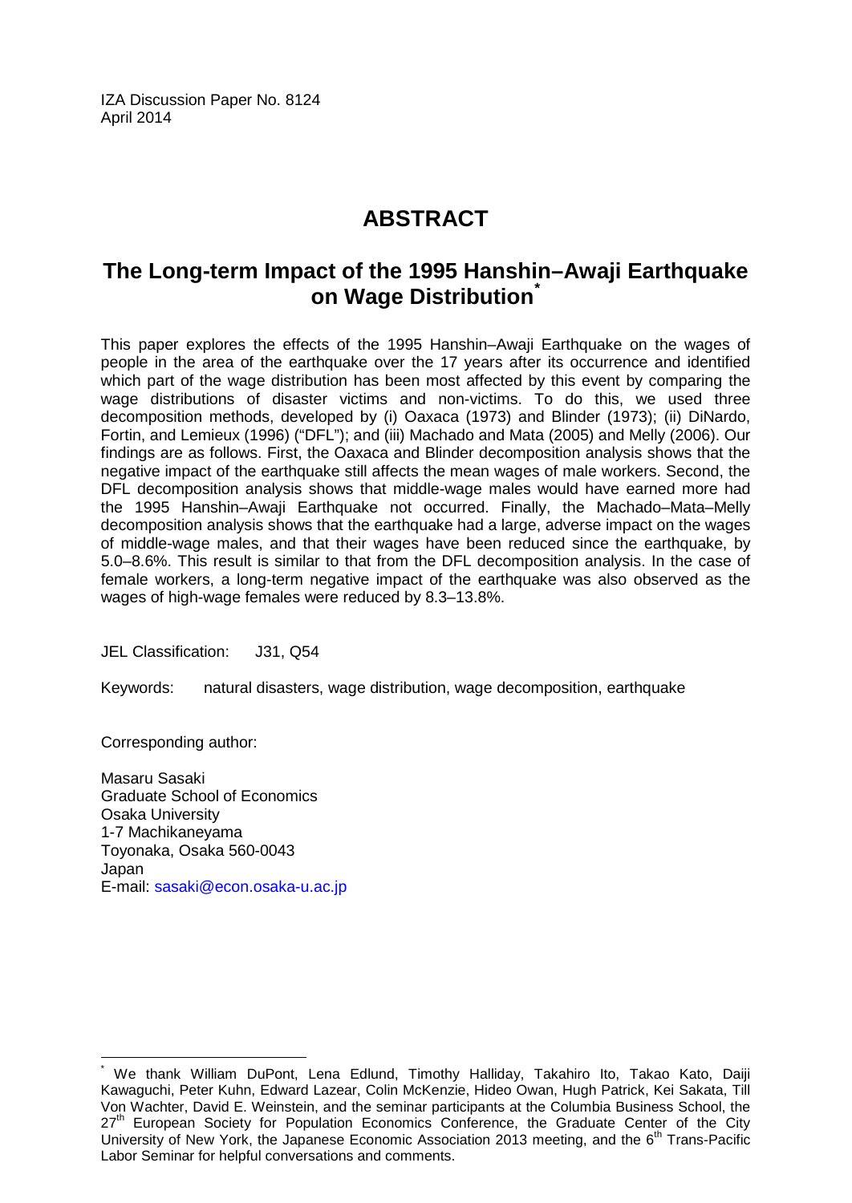IZA Discussion Paper No. 8124
April 2014

# ABSTRACT

## The Long-term Impact of the 1995 Hanshin–Awaji Earthquake on Wage Distribution*

This paper explores the effects of the 1995 Hanshin–Awaji Earthquake on the wages of people in the area of the earthquake over the 17 years after its occurrence and identified which part of the wage distribution has been most affected by this event by comparing the wage distributions of disaster victims and non-victims. To do this, we used three decomposition methods, developed by (i) Oaxaca (1973) and Blinder (1973); (ii) DiNardo, Fortin, and Lemieux (1996) ("DFL"); and (iii) Machado and Mata (2005) and Melly (2006). Our findings are as follows. First, the Oaxaca and Blinder decomposition analysis shows that the negative impact of the earthquake still affects the mean wages of male workers. Second, the DFL decomposition analysis shows that middle-wage males would have earned more had the 1995 Hanshin–Awaji Earthquake not occurred. Finally, the Machado–Mata–Melly decomposition analysis shows that the earthquake had a large, adverse impact on the wages of middle-wage males, and that their wages have been reduced since the earthquake, by 5.0–8.6%. This result is similar to that from the DFL decomposition analysis. In the case of female workers, a long-term negative impact of the earthquake was also observed as the wages of high-wage females were reduced by 8.3–13.8%.

JEL Classification: J31, Q54

Keywords: natural disasters, wage distribution, wage decomposition, earthquake

Corresponding author:

Masaru Sasaki
Graduate School of Economics
Osaka University
1-7 Machikaneyama
Toyonaka, Osaka 560-0043
Japan
E-mail: sasaki@econ.osaka-u.ac.jp

---

* We thank William DuPont, Lena Edlund, Timothy Halliday, Takahiro Ito, Takao Kato, Daiji Kawaguchi, Peter Kuhn, Edward Lazear, Colin McKenzie, Hideo Owan, Hugh Patrick, Kei Sakata, Till Von Wachter, David E. Weinstein, and the seminar participants at the Columbia Business School, the 27th European Society for Population Economics Conference, the Graduate Center of the City University of New York, the Japanese Economic Association 2013 meeting, and the 6th Trans-Pacific Labor Seminar for helpful conversations and comments.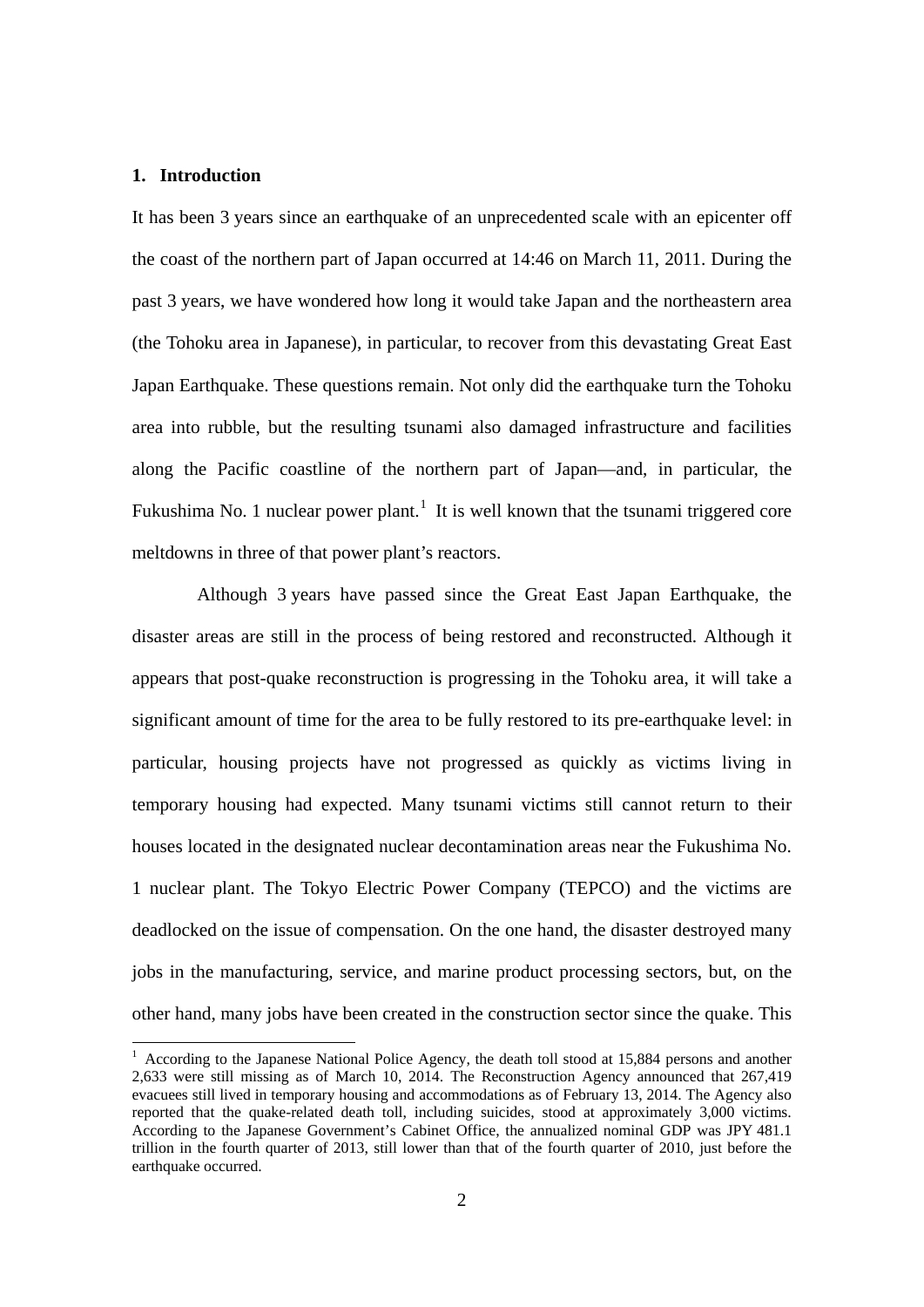## 1. Introduction

It has been 3 years since an earthquake of an unprecedented scale with an epicenter off the coast of the northern part of Japan occurred at 14:46 on March 11, 2011. During the past 3 years, we have wondered how long it would take Japan and the northeastern area (the Tohoku area in Japanese), in particular, to recover from this devastating Great East Japan Earthquake. These questions remain. Not only did the earthquake turn the Tohoku area into rubble, but the resulting tsunami also damaged infrastructure and facilities along the Pacific coastline of the northern part of Japan—and, in particular, the Fukushima No. 1 nuclear power plant.[1] It is well known that the tsunami triggered core meltdowns in three of that power plant's reactors.

Although 3 years have passed since the Great East Japan Earthquake, the disaster areas are still in the process of being restored and reconstructed. Although it appears that post-quake reconstruction is progressing in the Tohoku area, it will take a significant amount of time for the area to be fully restored to its pre-earthquake level: in particular, housing projects have not progressed as quickly as victims living in temporary housing had expected. Many tsunami victims still cannot return to their houses located in the designated nuclear decontamination areas near the Fukushima No. 1 nuclear plant. The Tokyo Electric Power Company (TEPCO) and the victims are deadlocked on the issue of compensation. On the one hand, the disaster destroyed many jobs in the manufacturing, service, and marine product processing sectors, but, on the other hand, many jobs have been created in the construction sector since the quake. This

[1] According to the Japanese National Police Agency, the death toll stood at 15,884 persons and another 2,633 were still missing as of March 10, 2014. The Reconstruction Agency announced that 267,419 evacuees still lived in temporary housing and accommodations as of February 13, 2014. The Agency also reported that the quake-related death toll, including suicides, stood at approximately 3,000 victims. According to the Japanese Government's Cabinet Office, the annualized nominal GDP was JPY 481.1 trillion in the fourth quarter of 2013, still lower than that of the fourth quarter of 2010, just before the earthquake occurred.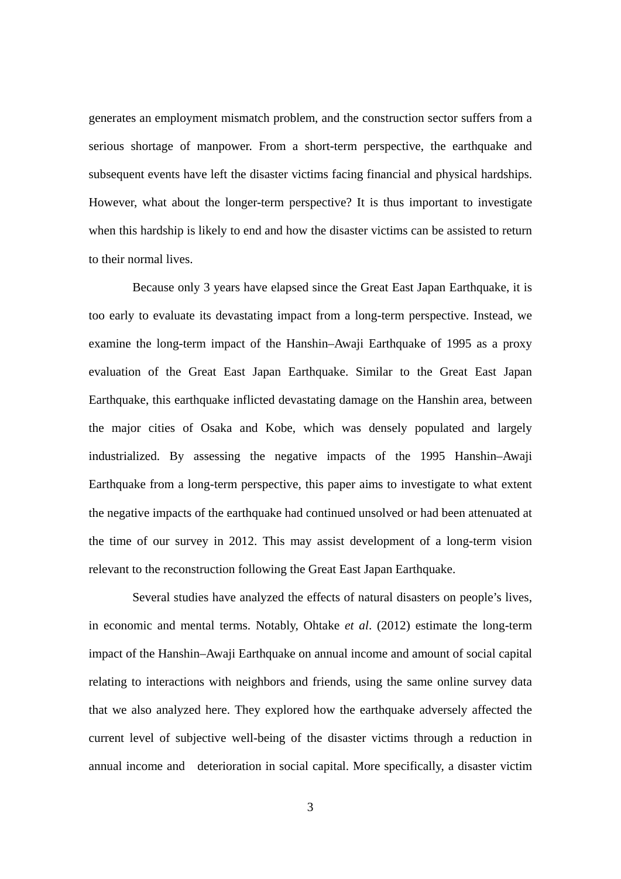generates an employment mismatch problem, and the construction sector suffers from a serious shortage of manpower. From a short-term perspective, the earthquake and subsequent events have left the disaster victims facing financial and physical hardships. However, what about the longer-term perspective? It is thus important to investigate when this hardship is likely to end and how the disaster victims can be assisted to return to their normal lives.

Because only 3 years have elapsed since the Great East Japan Earthquake, it is too early to evaluate its devastating impact from a long-term perspective. Instead, we examine the long-term impact of the Hanshin–Awaji Earthquake of 1995 as a proxy evaluation of the Great East Japan Earthquake. Similar to the Great East Japan Earthquake, this earthquake inflicted devastating damage on the Hanshin area, between the major cities of Osaka and Kobe, which was densely populated and largely industrialized. By assessing the negative impacts of the 1995 Hanshin–Awaji Earthquake from a long-term perspective, this paper aims to investigate to what extent the negative impacts of the earthquake had continued unsolved or had been attenuated at the time of our survey in 2012. This may assist development of a long-term vision relevant to the reconstruction following the Great East Japan Earthquake.

Several studies have analyzed the effects of natural disasters on people's lives, in economic and mental terms. Notably, Ohtake *et al*. (2012) estimate the long-term impact of the Hanshin–Awaji Earthquake on annual income and amount of social capital relating to interactions with neighbors and friends, using the same online survey data that we also analyzed here. They explored how the earthquake adversely affected the current level of subjective well-being of the disaster victims through a reduction in annual income and deterioration in social capital. More specifically, a disaster victim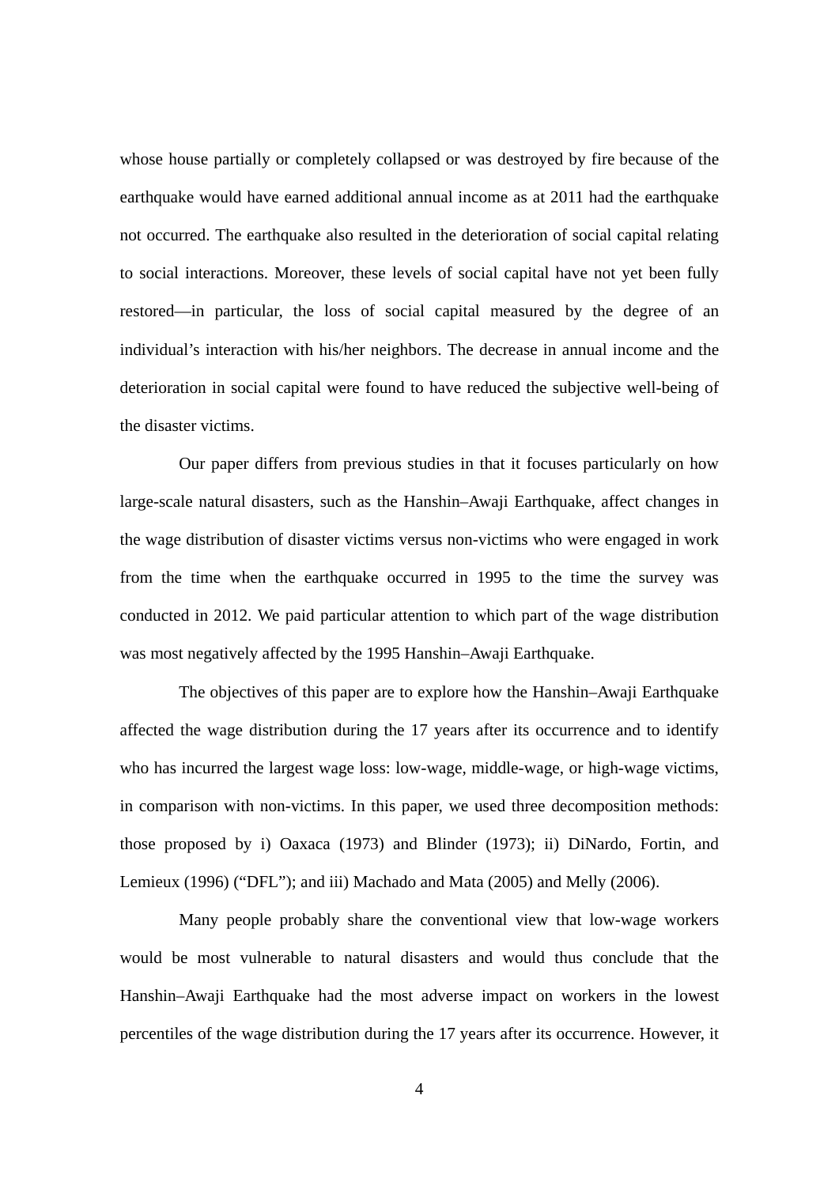whose house partially or completely collapsed or was destroyed by fire because of the earthquake would have earned additional annual income as at 2011 had the earthquake not occurred. The earthquake also resulted in the deterioration of social capital relating to social interactions. Moreover, these levels of social capital have not yet been fully restored—in particular, the loss of social capital measured by the degree of an individual's interaction with his/her neighbors. The decrease in annual income and the deterioration in social capital were found to have reduced the subjective well-being of the disaster victims.

Our paper differs from previous studies in that it focuses particularly on how large-scale natural disasters, such as the Hanshin–Awaji Earthquake, affect changes in the wage distribution of disaster victims versus non-victims who were engaged in work from the time when the earthquake occurred in 1995 to the time the survey was conducted in 2012. We paid particular attention to which part of the wage distribution was most negatively affected by the 1995 Hanshin–Awaji Earthquake.

The objectives of this paper are to explore how the Hanshin–Awaji Earthquake affected the wage distribution during the 17 years after its occurrence and to identify who has incurred the largest wage loss: low-wage, middle-wage, or high-wage victims, in comparison with non-victims. In this paper, we used three decomposition methods: those proposed by i) Oaxaca (1973) and Blinder (1973); ii) DiNardo, Fortin, and Lemieux (1996) ("DFL"); and iii) Machado and Mata (2005) and Melly (2006).

Many people probably share the conventional view that low-wage workers would be most vulnerable to natural disasters and would thus conclude that the Hanshin–Awaji Earthquake had the most adverse impact on workers in the lowest percentiles of the wage distribution during the 17 years after its occurrence. However, it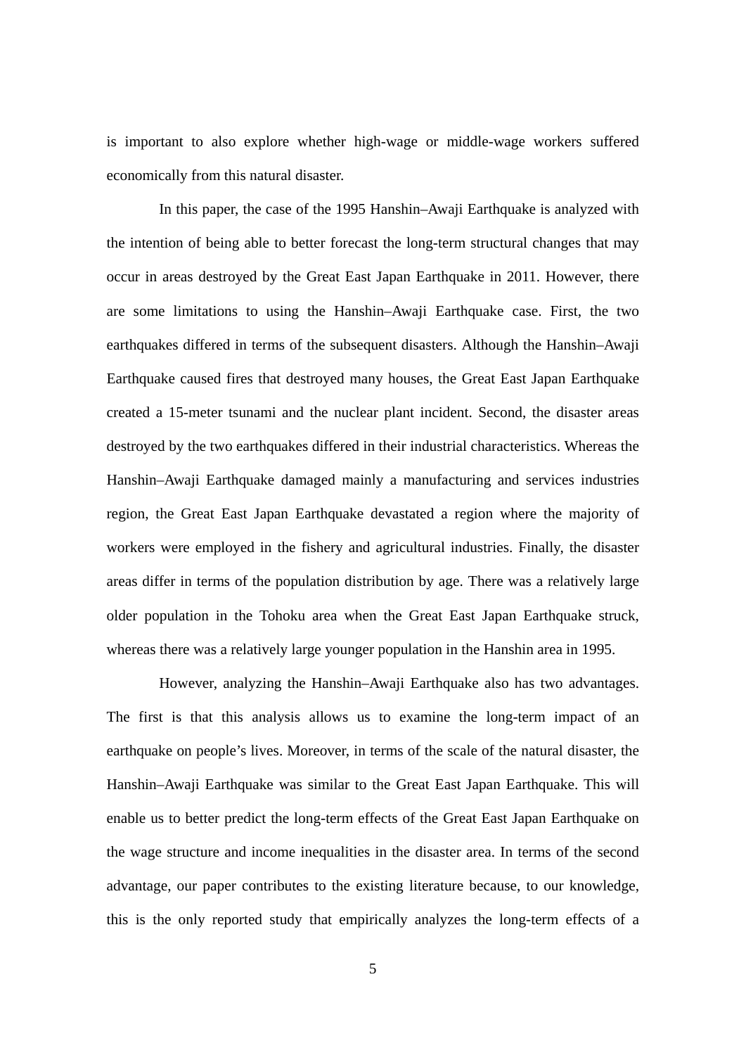is important to also explore whether high-wage or middle-wage workers suffered economically from this natural disaster.

In this paper, the case of the 1995 Hanshin–Awaji Earthquake is analyzed with the intention of being able to better forecast the long-term structural changes that may occur in areas destroyed by the Great East Japan Earthquake in 2011. However, there are some limitations to using the Hanshin–Awaji Earthquake case. First, the two earthquakes differed in terms of the subsequent disasters. Although the Hanshin–Awaji Earthquake caused fires that destroyed many houses, the Great East Japan Earthquake created a 15-meter tsunami and the nuclear plant incident. Second, the disaster areas destroyed by the two earthquakes differed in their industrial characteristics. Whereas the Hanshin–Awaji Earthquake damaged mainly a manufacturing and services industries region, the Great East Japan Earthquake devastated a region where the majority of workers were employed in the fishery and agricultural industries. Finally, the disaster areas differ in terms of the population distribution by age. There was a relatively large older population in the Tohoku area when the Great East Japan Earthquake struck, whereas there was a relatively large younger population in the Hanshin area in 1995.

However, analyzing the Hanshin–Awaji Earthquake also has two advantages. The first is that this analysis allows us to examine the long-term impact of an earthquake on people's lives. Moreover, in terms of the scale of the natural disaster, the Hanshin–Awaji Earthquake was similar to the Great East Japan Earthquake. This will enable us to better predict the long-term effects of the Great East Japan Earthquake on the wage structure and income inequalities in the disaster area. In terms of the second advantage, our paper contributes to the existing literature because, to our knowledge, this is the only reported study that empirically analyzes the long-term effects of a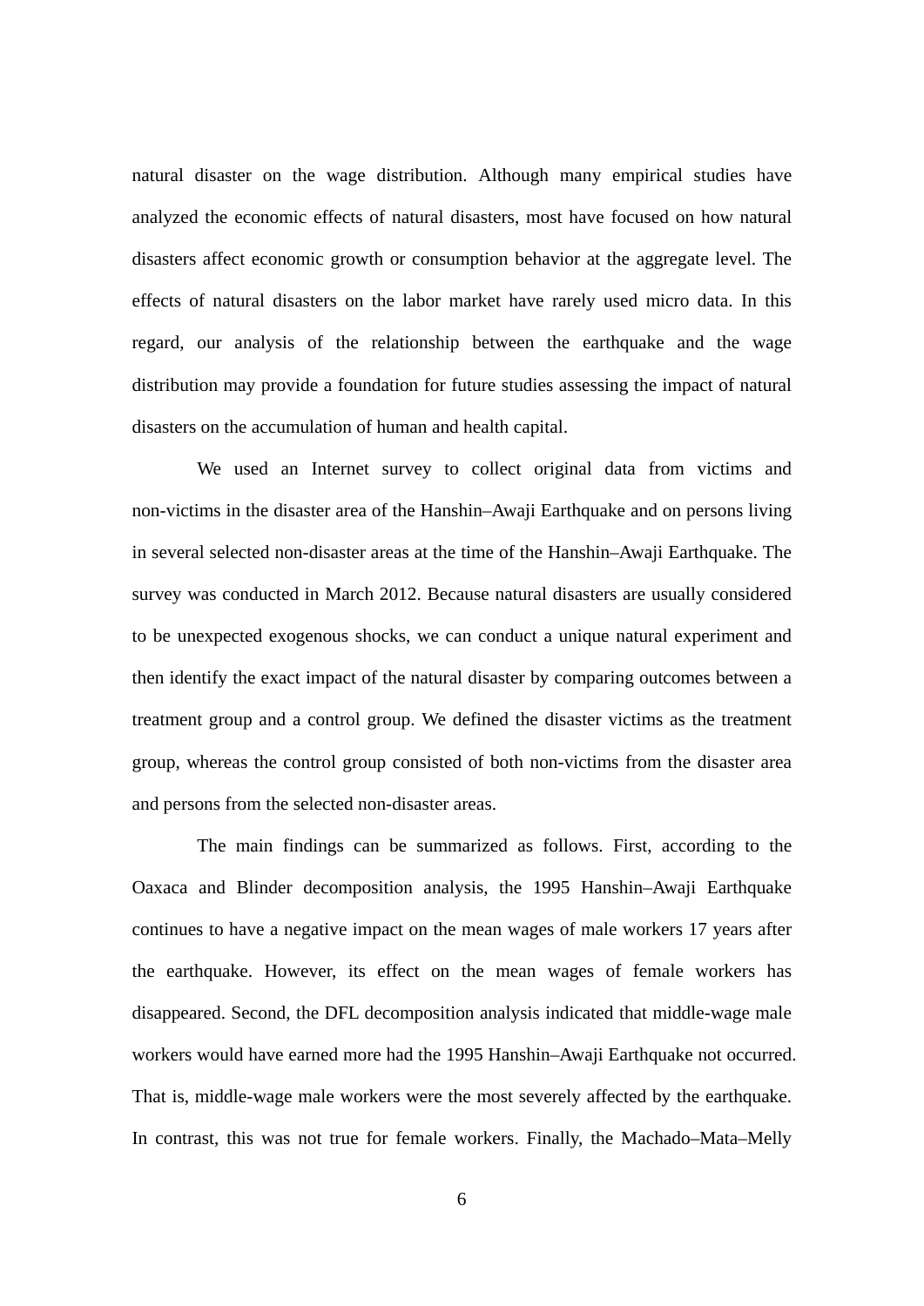natural disaster on the wage distribution. Although many empirical studies have analyzed the economic effects of natural disasters, most have focused on how natural disasters affect economic growth or consumption behavior at the aggregate level. The effects of natural disasters on the labor market have rarely used micro data. In this regard, our analysis of the relationship between the earthquake and the wage distribution may provide a foundation for future studies assessing the impact of natural disasters on the accumulation of human and health capital.

We used an Internet survey to collect original data from victims and non-victims in the disaster area of the Hanshin–Awaji Earthquake and on persons living in several selected non-disaster areas at the time of the Hanshin–Awaji Earthquake. The survey was conducted in March 2012. Because natural disasters are usually considered to be unexpected exogenous shocks, we can conduct a unique natural experiment and then identify the exact impact of the natural disaster by comparing outcomes between a treatment group and a control group. We defined the disaster victims as the treatment group, whereas the control group consisted of both non-victims from the disaster area and persons from the selected non-disaster areas.

The main findings can be summarized as follows. First, according to the Oaxaca and Blinder decomposition analysis, the 1995 Hanshin–Awaji Earthquake continues to have a negative impact on the mean wages of male workers 17 years after the earthquake. However, its effect on the mean wages of female workers has disappeared. Second, the DFL decomposition analysis indicated that middle-wage male workers would have earned more had the 1995 Hanshin–Awaji Earthquake not occurred. That is, middle-wage male workers were the most severely affected by the earthquake. In contrast, this was not true for female workers. Finally, the Machado–Mata–Melly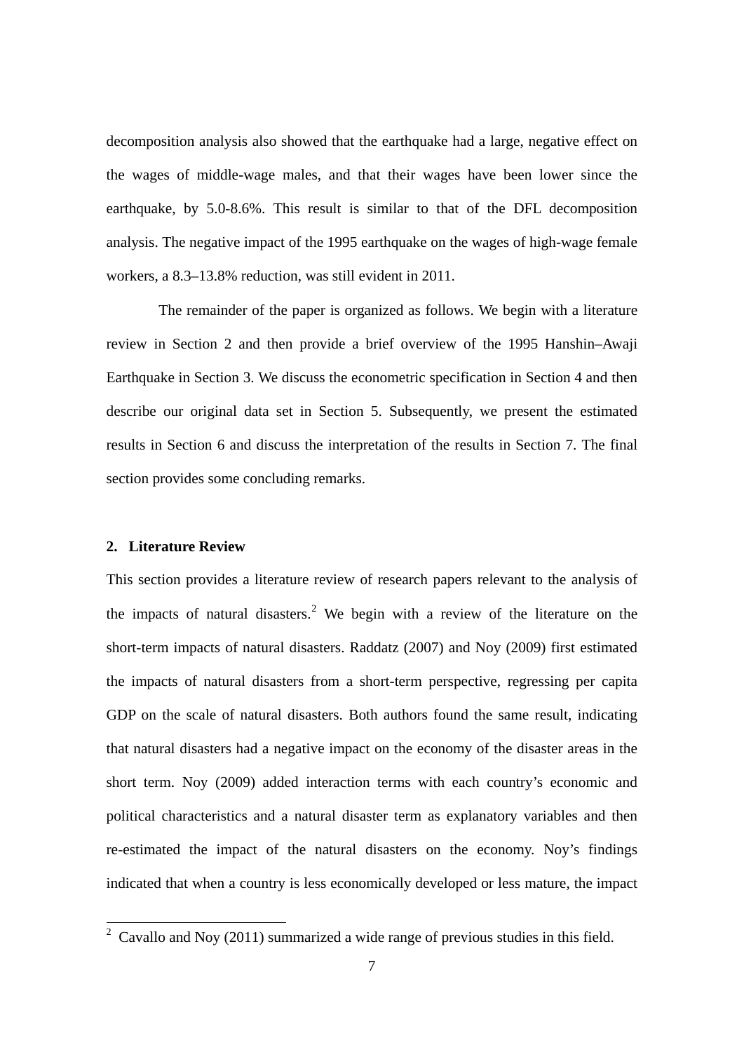decomposition analysis also showed that the earthquake had a large, negative effect on the wages of middle-wage males, and that their wages have been lower since the earthquake, by 5.0-8.6%. This result is similar to that of the DFL decomposition analysis. The negative impact of the 1995 earthquake on the wages of high-wage female workers, a 8.3–13.8% reduction, was still evident in 2011.

The remainder of the paper is organized as follows. We begin with a literature review in Section 2 and then provide a brief overview of the 1995 Hanshin–Awaji Earthquake in Section 3. We discuss the econometric specification in Section 4 and then describe our original data set in Section 5. Subsequently, we present the estimated results in Section 6 and discuss the interpretation of the results in Section 7. The final section provides some concluding remarks.

## 2. Literature Review

This section provides a literature review of research papers relevant to the analysis of the impacts of natural disasters.[2] We begin with a review of the literature on the short-term impacts of natural disasters. Raddatz (2007) and Noy (2009) first estimated the impacts of natural disasters from a short-term perspective, regressing per capita GDP on the scale of natural disasters. Both authors found the same result, indicating that natural disasters had a negative impact on the economy of the disaster areas in the short term. Noy (2009) added interaction terms with each country's economic and political characteristics and a natural disaster term as explanatory variables and then re-estimated the impact of the natural disasters on the economy. Noy's findings indicated that when a country is less economically developed or less mature, the impact

[2] Cavallo and Noy (2011) summarized a wide range of previous studies in this field.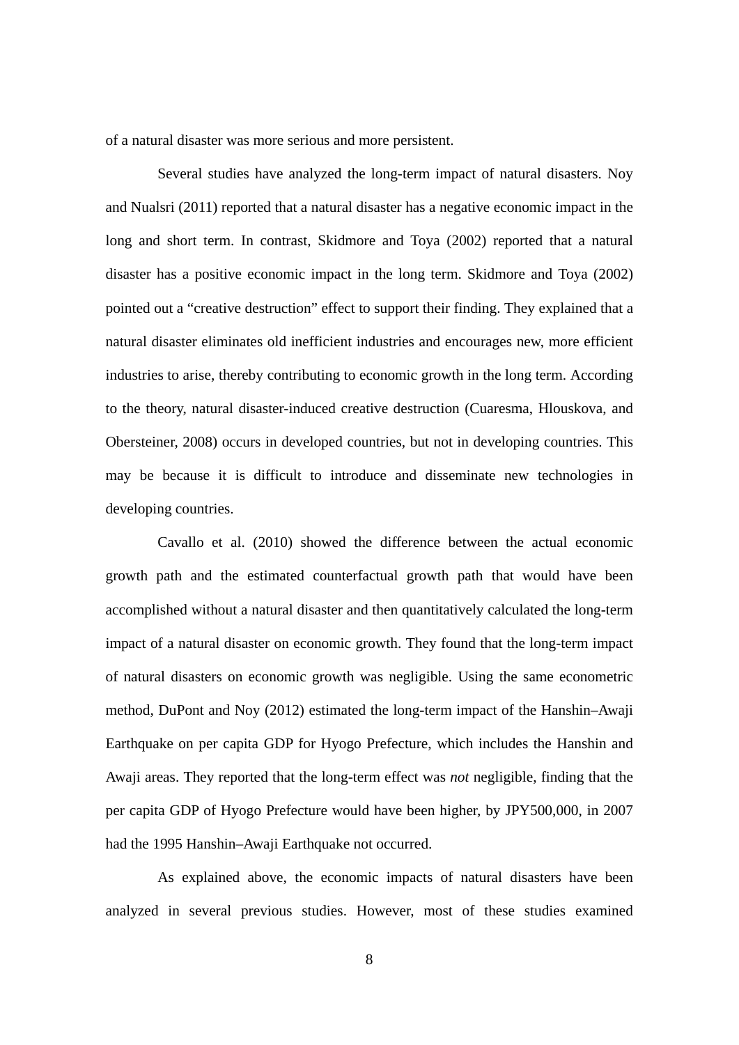of a natural disaster was more serious and more persistent.

Several studies have analyzed the long-term impact of natural disasters. Noy and Nualsri (2011) reported that a natural disaster has a negative economic impact in the long and short term. In contrast, Skidmore and Toya (2002) reported that a natural disaster has a positive economic impact in the long term. Skidmore and Toya (2002) pointed out a "creative destruction" effect to support their finding. They explained that a natural disaster eliminates old inefficient industries and encourages new, more efficient industries to arise, thereby contributing to economic growth in the long term. According to the theory, natural disaster-induced creative destruction (Cuaresma, Hlouskova, and Obersteiner, 2008) occurs in developed countries, but not in developing countries. This may be because it is difficult to introduce and disseminate new technologies in developing countries.

Cavallo et al. (2010) showed the difference between the actual economic growth path and the estimated counterfactual growth path that would have been accomplished without a natural disaster and then quantitatively calculated the long-term impact of a natural disaster on economic growth. They found that the long-term impact of natural disasters on economic growth was negligible. Using the same econometric method, DuPont and Noy (2012) estimated the long-term impact of the Hanshin–Awaji Earthquake on per capita GDP for Hyogo Prefecture, which includes the Hanshin and Awaji areas. They reported that the long-term effect was *not* negligible, finding that the per capita GDP of Hyogo Prefecture would have been higher, by JPY500,000, in 2007 had the 1995 Hanshin–Awaji Earthquake not occurred.

As explained above, the economic impacts of natural disasters have been analyzed in several previous studies. However, most of these studies examined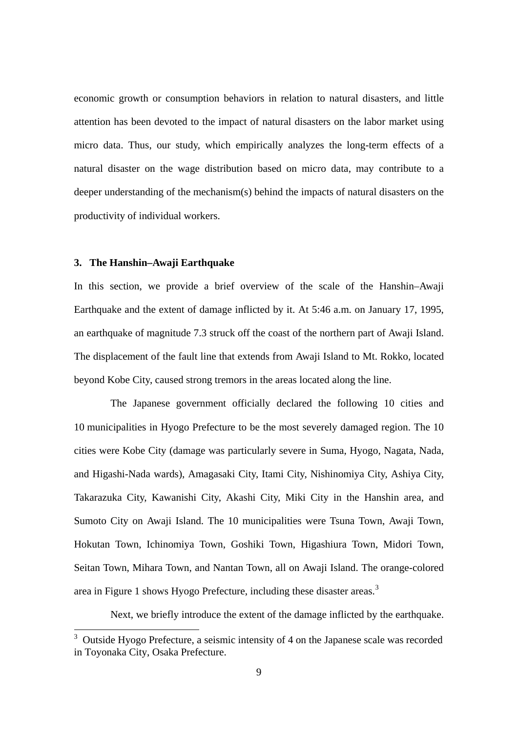economic growth or consumption behaviors in relation to natural disasters, and little attention has been devoted to the impact of natural disasters on the labor market using micro data. Thus, our study, which empirically analyzes the long-term effects of a natural disaster on the wage distribution based on micro data, may contribute to a deeper understanding of the mechanism(s) behind the impacts of natural disasters on the productivity of individual workers.

## 3. The Hanshin–Awaji Earthquake

In this section, we provide a brief overview of the scale of the Hanshin–Awaji Earthquake and the extent of damage inflicted by it. At 5:46 a.m. on January 17, 1995, an earthquake of magnitude 7.3 struck off the coast of the northern part of Awaji Island. The displacement of the fault line that extends from Awaji Island to Mt. Rokko, located beyond Kobe City, caused strong tremors in the areas located along the line.

The Japanese government officially declared the following 10 cities and 10 municipalities in Hyogo Prefecture to be the most severely damaged region. The 10 cities were Kobe City (damage was particularly severe in Suma, Hyogo, Nagata, Nada, and Higashi-Nada wards), Amagasaki City, Itami City, Nishinomiya City, Ashiya City, Takarazuka City, Kawanishi City, Akashi City, Miki City in the Hanshin area, and Sumoto City on Awaji Island. The 10 municipalities were Tsuna Town, Awaji Town, Hokutan Town, Ichinomiya Town, Goshiki Town, Higashiura Town, Midori Town, Seitan Town, Mihara Town, and Nantan Town, all on Awaji Island. The orange-colored area in Figure 1 shows Hyogo Prefecture, including these disaster areas.[3]

Next, we briefly introduce the extent of the damage inflicted by the earthquake.

[3] Outside Hyogo Prefecture, a seismic intensity of 4 on the Japanese scale was recorded in Toyonaka City, Osaka Prefecture.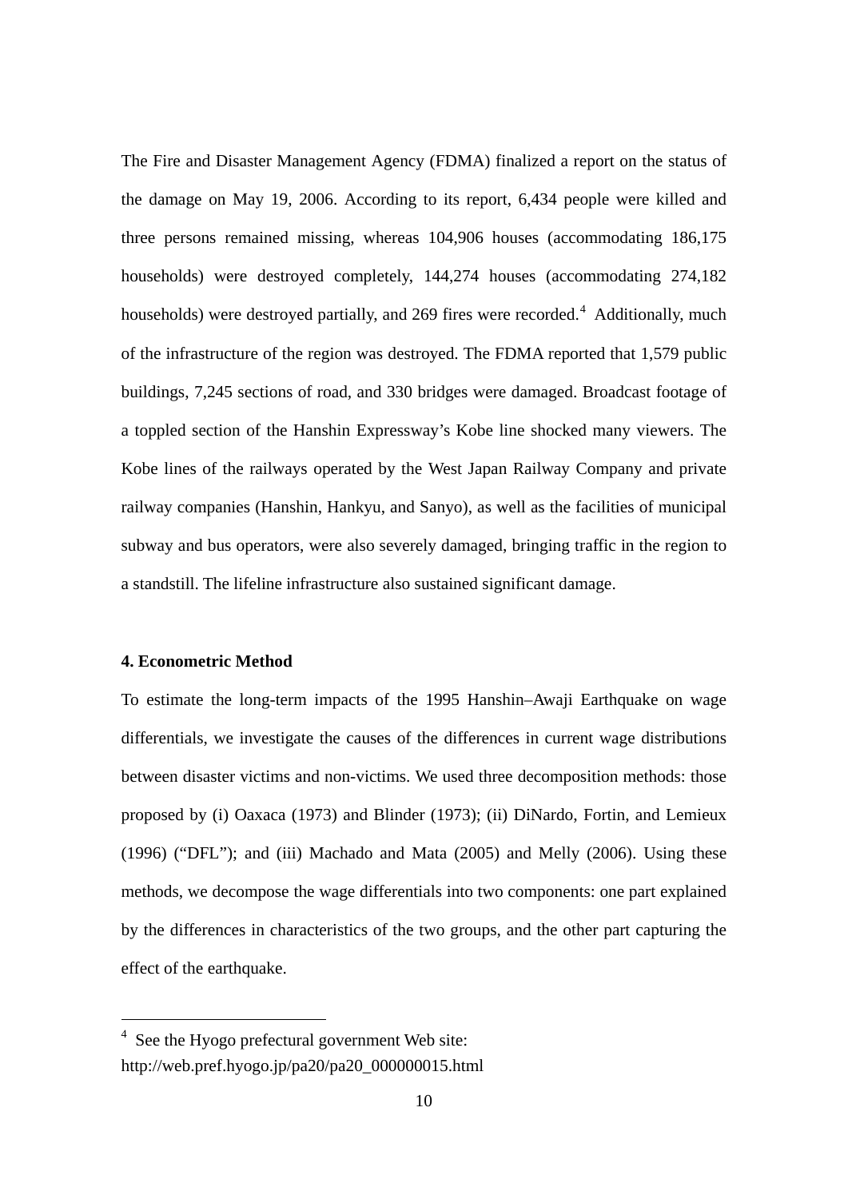The Fire and Disaster Management Agency (FDMA) finalized a report on the status of the damage on May 19, 2006. According to its report, 6,434 people were killed and three persons remained missing, whereas 104,906 houses (accommodating 186,175 households) were destroyed completely, 144,274 houses (accommodating 274,182 households) were destroyed partially, and 269 fires were recorded.[4] Additionally, much of the infrastructure of the region was destroyed. The FDMA reported that 1,579 public buildings, 7,245 sections of road, and 330 bridges were damaged. Broadcast footage of a toppled section of the Hanshin Expressway's Kobe line shocked many viewers. The Kobe lines of the railways operated by the West Japan Railway Company and private railway companies (Hanshin, Hankyu, and Sanyo), as well as the facilities of municipal subway and bus operators, were also severely damaged, bringing traffic in the region to a standstill. The lifeline infrastructure also sustained significant damage.

## 4. Econometric Method

To estimate the long-term impacts of the 1995 Hanshin–Awaji Earthquake on wage differentials, we investigate the causes of the differences in current wage distributions between disaster victims and non-victims. We used three decomposition methods: those proposed by (i) Oaxaca (1973) and Blinder (1973); (ii) DiNardo, Fortin, and Lemieux (1996) ("DFL"); and (iii) Machado and Mata (2005) and Melly (2006). Using these methods, we decompose the wage differentials into two components: one part explained by the differences in characteristics of the two groups, and the other part capturing the effect of the earthquake.

---

[4] See the Hyogo prefectural government Web site: http://web.pref.hyogo.jp/pa20/pa20_000000015.html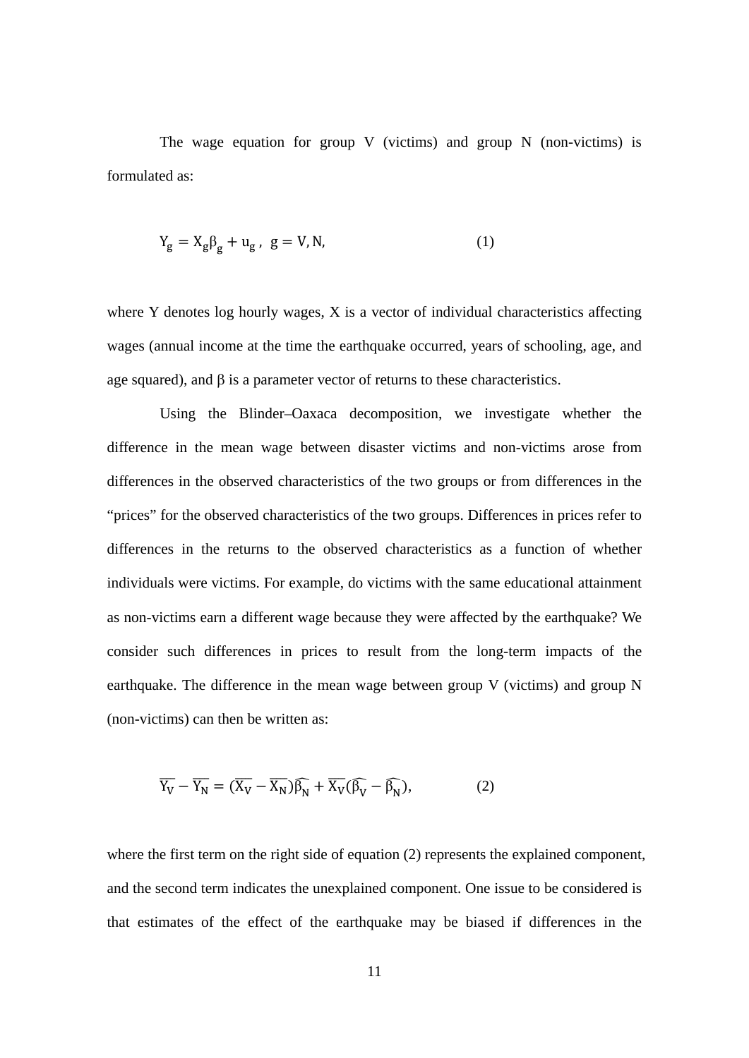The wage equation for group V (victims) and group N (non-victims) is formulated as:

$$Y_g = X_g \beta_g + u_g \, , \;\; g = V, N, \tag{1}$$

where Y denotes log hourly wages, X is a vector of individual characteristics affecting wages (annual income at the time the earthquake occurred, years of schooling, age, and age squared), and β is a parameter vector of returns to these characteristics.

Using the Blinder–Oaxaca decomposition, we investigate whether the difference in the mean wage between disaster victims and non-victims arose from differences in the observed characteristics of the two groups or from differences in the "prices" for the observed characteristics of the two groups. Differences in prices refer to differences in the returns to the observed characteristics as a function of whether individuals were victims. For example, do victims with the same educational attainment as non-victims earn a different wage because they were affected by the earthquake? We consider such differences in prices to result from the long-term impacts of the earthquake. The difference in the mean wage between group V (victims) and group N (non-victims) can then be written as:

$$\overline{Y_V} - \overline{Y_N} = (\overline{X_V} - \overline{X_N})\widehat{\beta_N} + \overline{X_V}(\widehat{\beta_V} - \widehat{\beta_N}), \tag{2}$$

where the first term on the right side of equation (2) represents the explained component, and the second term indicates the unexplained component. One issue to be considered is that estimates of the effect of the earthquake may be biased if differences in the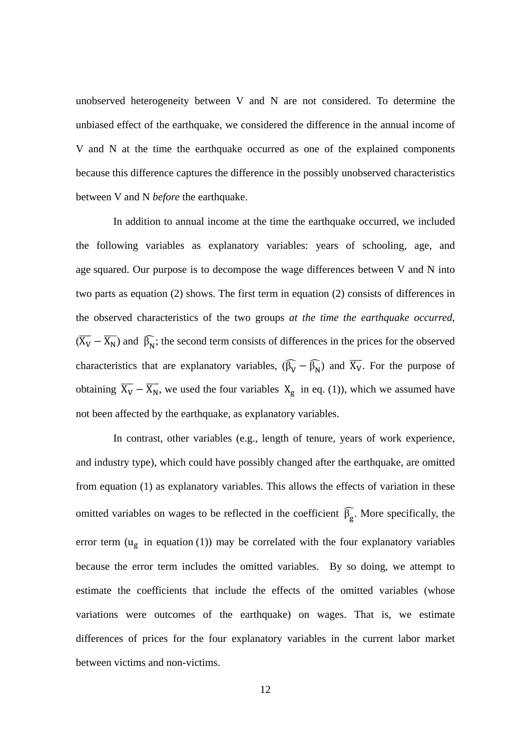unobserved heterogeneity between V and N are not considered. To determine the unbiased effect of the earthquake, we considered the difference in the annual income of V and N at the time the earthquake occurred as one of the explained components because this difference captures the difference in the possibly unobserved characteristics between V and N *before* the earthquake.

In addition to annual income at the time the earthquake occurred, we included the following variables as explanatory variables: years of schooling, age, and age squared. Our purpose is to decompose the wage differences between V and N into two parts as equation (2) shows. The first term in equation (2) consists of differences in the observed characteristics of the two groups *at the time the earthquake occurred*, $(\overline{X_V} - \overline{X_N})$ and $\widehat{\beta_N}$; the second term consists of differences in the prices for the observed characteristics that are explanatory variables, $(\widehat{\beta_V} - \widehat{\beta_N})$ and $\overline{X_V}$. For the purpose of obtaining $\overline{X_V} - \overline{X_N}$, we used the four variables $X_g$ in eq. (1)), which we assumed have not been affected by the earthquake, as explanatory variables.

In contrast, other variables (e.g., length of tenure, years of work experience, and industry type), which could have possibly changed after the earthquake, are omitted from equation (1) as explanatory variables. This allows the effects of variation in these omitted variables on wages to be reflected in the coefficient $\widehat{\beta_g}$. More specifically, the error term ($u_g$ in equation (1)) may be correlated with the four explanatory variables because the error term includes the omitted variables. By so doing, we attempt to estimate the coefficients that include the effects of the omitted variables (whose variations were outcomes of the earthquake) on wages. That is, we estimate differences of prices for the four explanatory variables in the current labor market between victims and non-victims.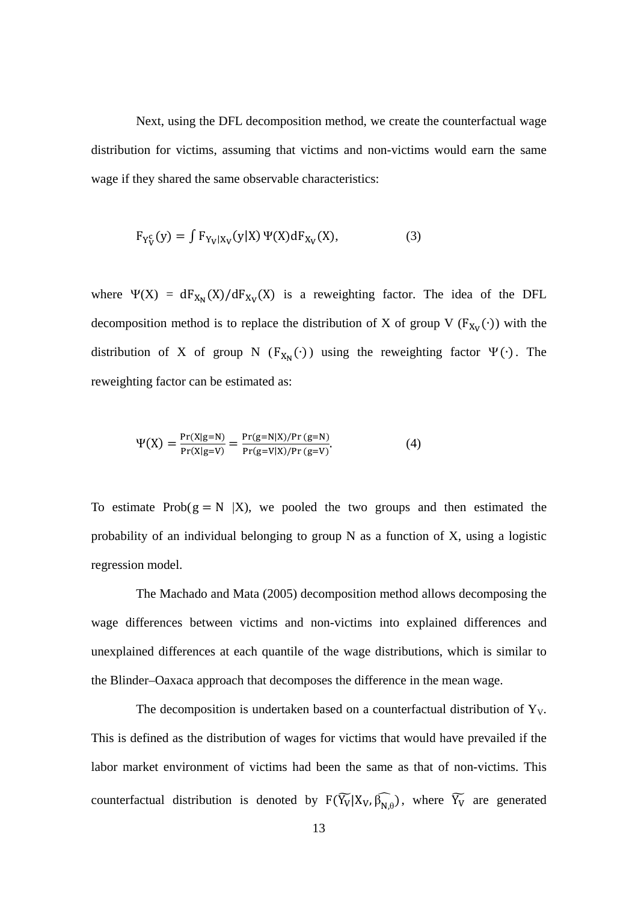Next, using the DFL decomposition method, we create the counterfactual wage distribution for victims, assuming that victims and non-victims would earn the same wage if they shared the same observable characteristics:

$$F_{Y_V^c}(y) = \int F_{Y_V|X_V}(y|X)\,\Psi(X)dF_{X_V}(X), \tag{3}$$

where $\Psi(X) = dF_{X_N}(X)/dF_{X_V}(X)$ is a reweighting factor. The idea of the DFL decomposition method is to replace the distribution of X of group V ($F_{X_V}(\cdot)$) with the distribution of X of group N ($F_{X_N}(\cdot)$) using the reweighting factor $\Psi(\cdot)$. The reweighting factor can be estimated as:

$$\Psi(X) = \frac{\Pr(X|g=N)}{\Pr(X|g=V)} = \frac{\Pr(g=N|X)/\Pr(g=N)}{\Pr(g=V|X)/\Pr(g=V)}. \tag{4}$$

To estimate $\text{Prob}(g = N\ |X)$, we pooled the two groups and then estimated the probability of an individual belonging to group N as a function of X, using a logistic regression model.

The Machado and Mata (2005) decomposition method allows decomposing the wage differences between victims and non-victims into explained differences and unexplained differences at each quantile of the wage distributions, which is similar to the Blinder–Oaxaca approach that decomposes the difference in the mean wage.

The decomposition is undertaken based on a counterfactual distribution of $Y_V$. This is defined as the distribution of wages for victims that would have prevailed if the labor market environment of victims had been the same as that of non-victims. This counterfactual distribution is denoted by $F(\widetilde{Y_V}|X_V, \widehat{\beta_{N,\theta}})$, where $\widetilde{Y_V}$ are generated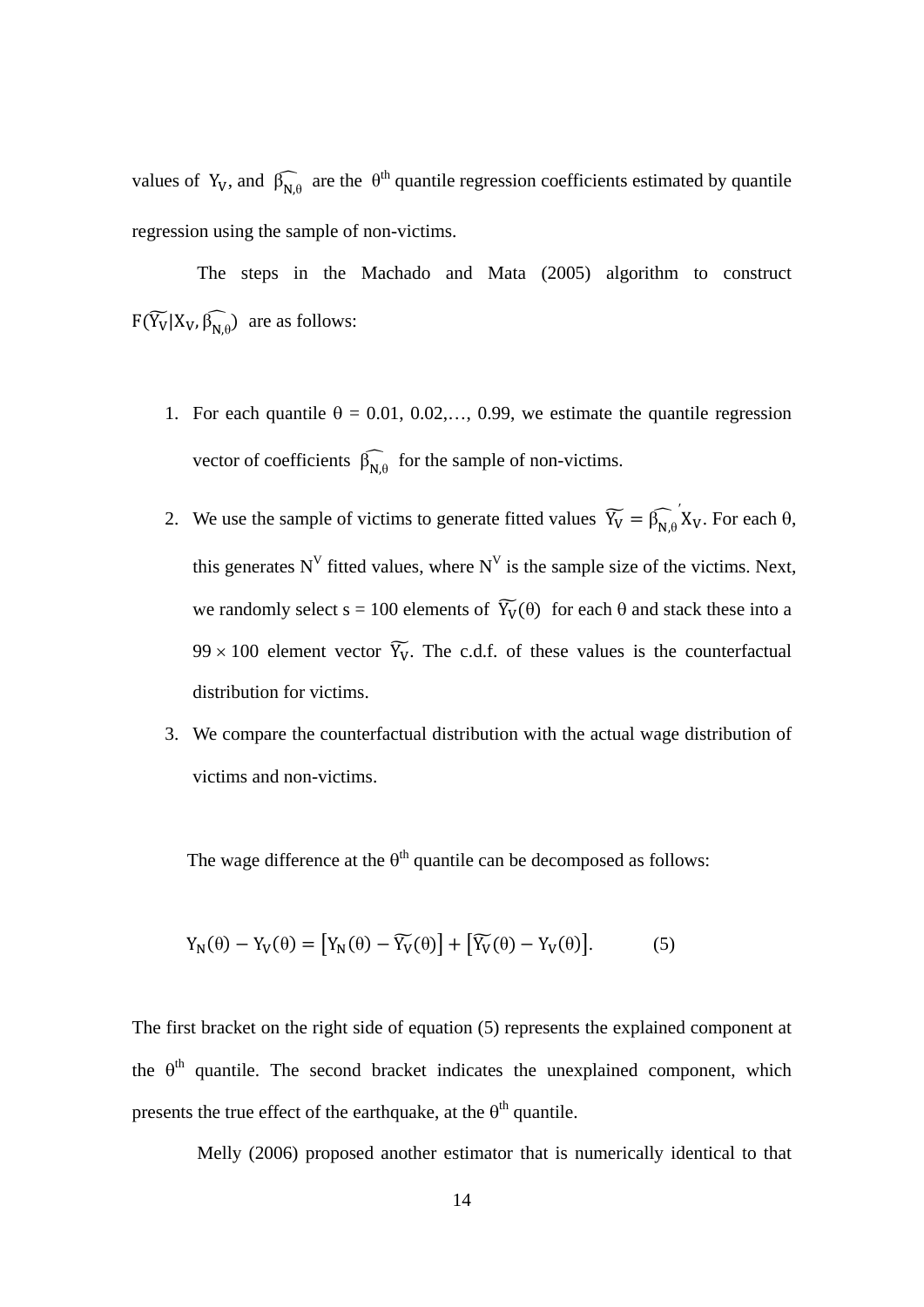values of $Y_V$, and $\widehat{\beta_{N,\theta}}$ are the $\theta^{th}$ quantile regression coefficients estimated by quantile regression using the sample of non-victims.

The steps in the Machado and Mata (2005) algorithm to construct $F(\widetilde{Y_V}|X_V, \widehat{\beta_{N,\theta}})$ are as follows:

1. For each quantile $\theta = 0.01, 0.02, \ldots, 0.99$, we estimate the quantile regression vector of coefficients $\widehat{\beta_{N,\theta}}$ for the sample of non-victims.
2. We use the sample of victims to generate fitted values $\widetilde{Y_V} = \widehat{\beta_{N,\theta}}' X_V$. For each $\theta$, this generates $N^V$ fitted values, where $N^V$ is the sample size of the victims. Next, we randomly select s = 100 elements of $\widetilde{Y_V}(\theta)$ for each $\theta$ and stack these into a $99 \times 100$ element vector $\widetilde{Y_V}$. The c.d.f. of these values is the counterfactual distribution for victims.
3. We compare the counterfactual distribution with the actual wage distribution of victims and non-victims.

The wage difference at the $\theta^{th}$ quantile can be decomposed as follows:

$$Y_N(\theta) - Y_V(\theta) = \left[Y_N(\theta) - \widetilde{Y_V}(\theta)\right] + \left[\widetilde{Y_V}(\theta) - Y_V(\theta)\right]. \qquad (5)$$

The first bracket on the right side of equation (5) represents the explained component at the $\theta^{th}$ quantile. The second bracket indicates the unexplained component, which presents the true effect of the earthquake, at the $\theta^{th}$ quantile.

Melly (2006) proposed another estimator that is numerically identical to that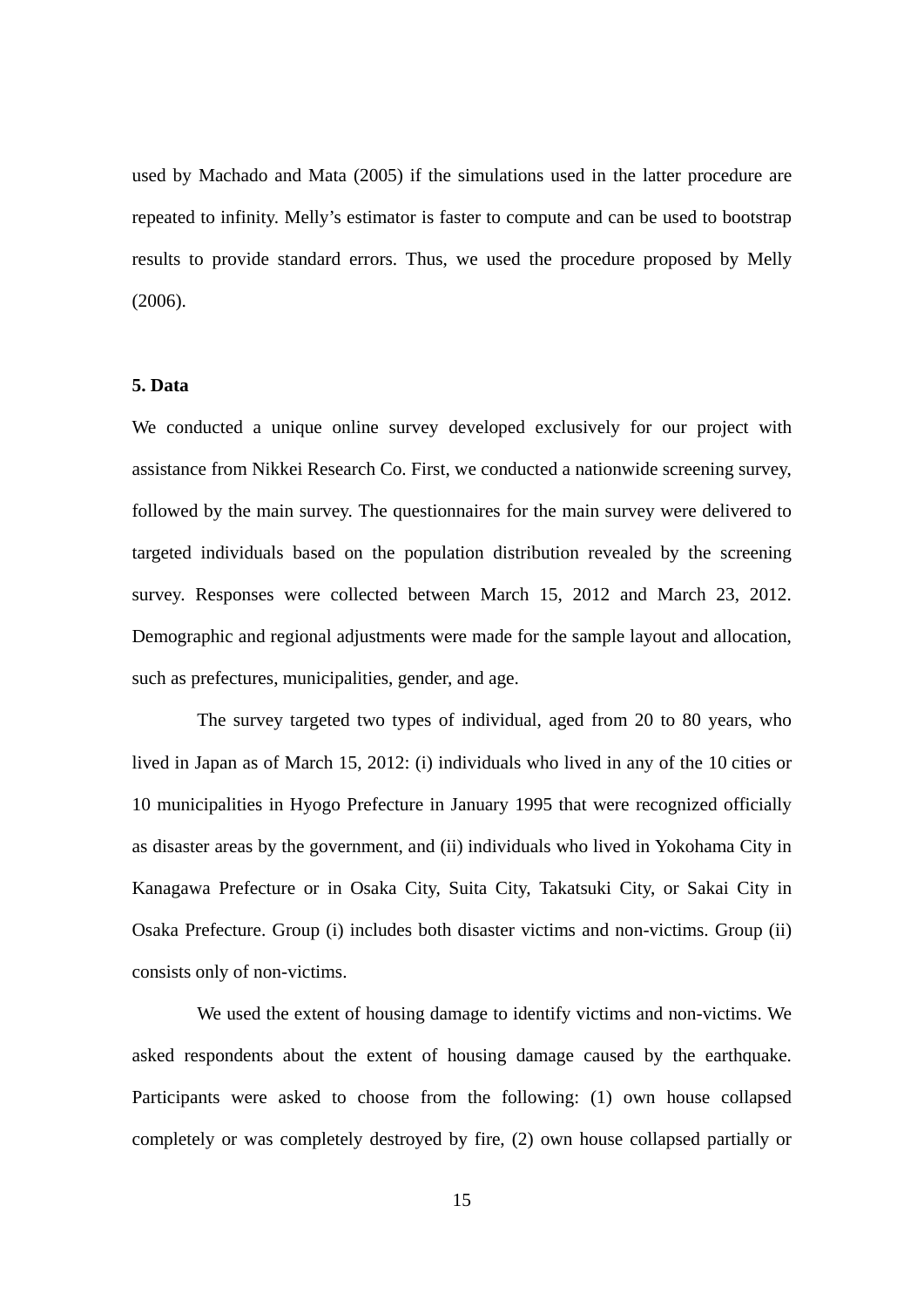used by Machado and Mata (2005) if the simulations used in the latter procedure are repeated to infinity. Melly's estimator is faster to compute and can be used to bootstrap results to provide standard errors. Thus, we used the procedure proposed by Melly (2006).

## 5. Data

We conducted a unique online survey developed exclusively for our project with assistance from Nikkei Research Co. First, we conducted a nationwide screening survey, followed by the main survey. The questionnaires for the main survey were delivered to targeted individuals based on the population distribution revealed by the screening survey. Responses were collected between March 15, 2012 and March 23, 2012. Demographic and regional adjustments were made for the sample layout and allocation, such as prefectures, municipalities, gender, and age.

The survey targeted two types of individual, aged from 20 to 80 years, who lived in Japan as of March 15, 2012: (i) individuals who lived in any of the 10 cities or 10 municipalities in Hyogo Prefecture in January 1995 that were recognized officially as disaster areas by the government, and (ii) individuals who lived in Yokohama City in Kanagawa Prefecture or in Osaka City, Suita City, Takatsuki City, or Sakai City in Osaka Prefecture. Group (i) includes both disaster victims and non-victims. Group (ii) consists only of non-victims.

We used the extent of housing damage to identify victims and non-victims. We asked respondents about the extent of housing damage caused by the earthquake. Participants were asked to choose from the following: (1) own house collapsed completely or was completely destroyed by fire, (2) own house collapsed partially or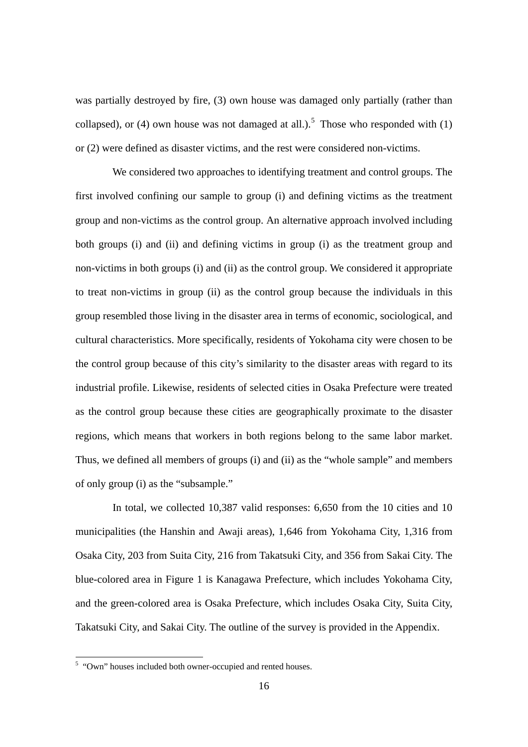was partially destroyed by fire, (3) own house was damaged only partially (rather than collapsed), or (4) own house was not damaged at all.).[5] Those who responded with (1) or (2) were defined as disaster victims, and the rest were considered non-victims.

We considered two approaches to identifying treatment and control groups. The first involved confining our sample to group (i) and defining victims as the treatment group and non-victims as the control group. An alternative approach involved including both groups (i) and (ii) and defining victims in group (i) as the treatment group and non-victims in both groups (i) and (ii) as the control group. We considered it appropriate to treat non-victims in group (ii) as the control group because the individuals in this group resembled those living in the disaster area in terms of economic, sociological, and cultural characteristics. More specifically, residents of Yokohama city were chosen to be the control group because of this city's similarity to the disaster areas with regard to its industrial profile. Likewise, residents of selected cities in Osaka Prefecture were treated as the control group because these cities are geographically proximate to the disaster regions, which means that workers in both regions belong to the same labor market. Thus, we defined all members of groups (i) and (ii) as the "whole sample" and members of only group (i) as the "subsample."

In total, we collected 10,387 valid responses: 6,650 from the 10 cities and 10 municipalities (the Hanshin and Awaji areas), 1,646 from Yokohama City, 1,316 from Osaka City, 203 from Suita City, 216 from Takatsuki City, and 356 from Sakai City. The blue-colored area in Figure 1 is Kanagawa Prefecture, which includes Yokohama City, and the green-colored area is Osaka Prefecture, which includes Osaka City, Suita City, Takatsuki City, and Sakai City. The outline of the survey is provided in the Appendix.

[5] "Own" houses included both owner-occupied and rented houses.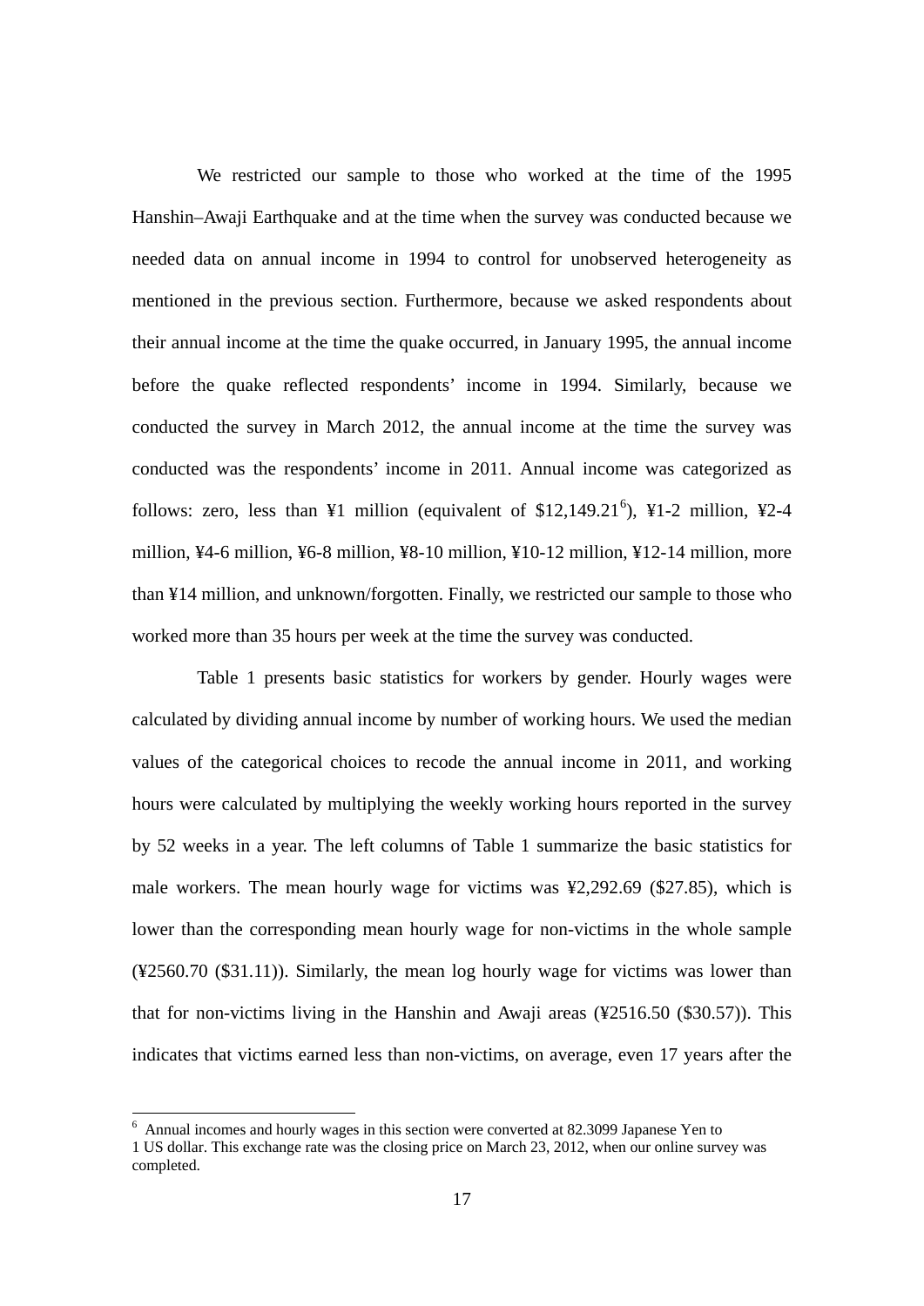We restricted our sample to those who worked at the time of the 1995 Hanshin–Awaji Earthquake and at the time when the survey was conducted because we needed data on annual income in 1994 to control for unobserved heterogeneity as mentioned in the previous section. Furthermore, because we asked respondents about their annual income at the time the quake occurred, in January 1995, the annual income before the quake reflected respondents' income in 1994. Similarly, because we conducted the survey in March 2012, the annual income at the time the survey was conducted was the respondents' income in 2011. Annual income was categorized as follows: zero, less than ¥1 million (equivalent of $12,149.21[6]), ¥1-2 million, ¥2-4 million, ¥4-6 million, ¥6-8 million, ¥8-10 million, ¥10-12 million, ¥12-14 million, more than ¥14 million, and unknown/forgotten. Finally, we restricted our sample to those who worked more than 35 hours per week at the time the survey was conducted.

Table 1 presents basic statistics for workers by gender. Hourly wages were calculated by dividing annual income by number of working hours. We used the median values of the categorical choices to recode the annual income in 2011, and working hours were calculated by multiplying the weekly working hours reported in the survey by 52 weeks in a year. The left columns of Table 1 summarize the basic statistics for male workers. The mean hourly wage for victims was ¥2,292.69 ($27.85), which is lower than the corresponding mean hourly wage for non-victims in the whole sample (¥2560.70 ($31.11)). Similarly, the mean log hourly wage for victims was lower than that for non-victims living in the Hanshin and Awaji areas (¥2516.50 ($30.57)). This indicates that victims earned less than non-victims, on average, even 17 years after the

[6] Annual incomes and hourly wages in this section were converted at 82.3099 Japanese Yen to 1 US dollar. This exchange rate was the closing price on March 23, 2012, when our online survey was completed.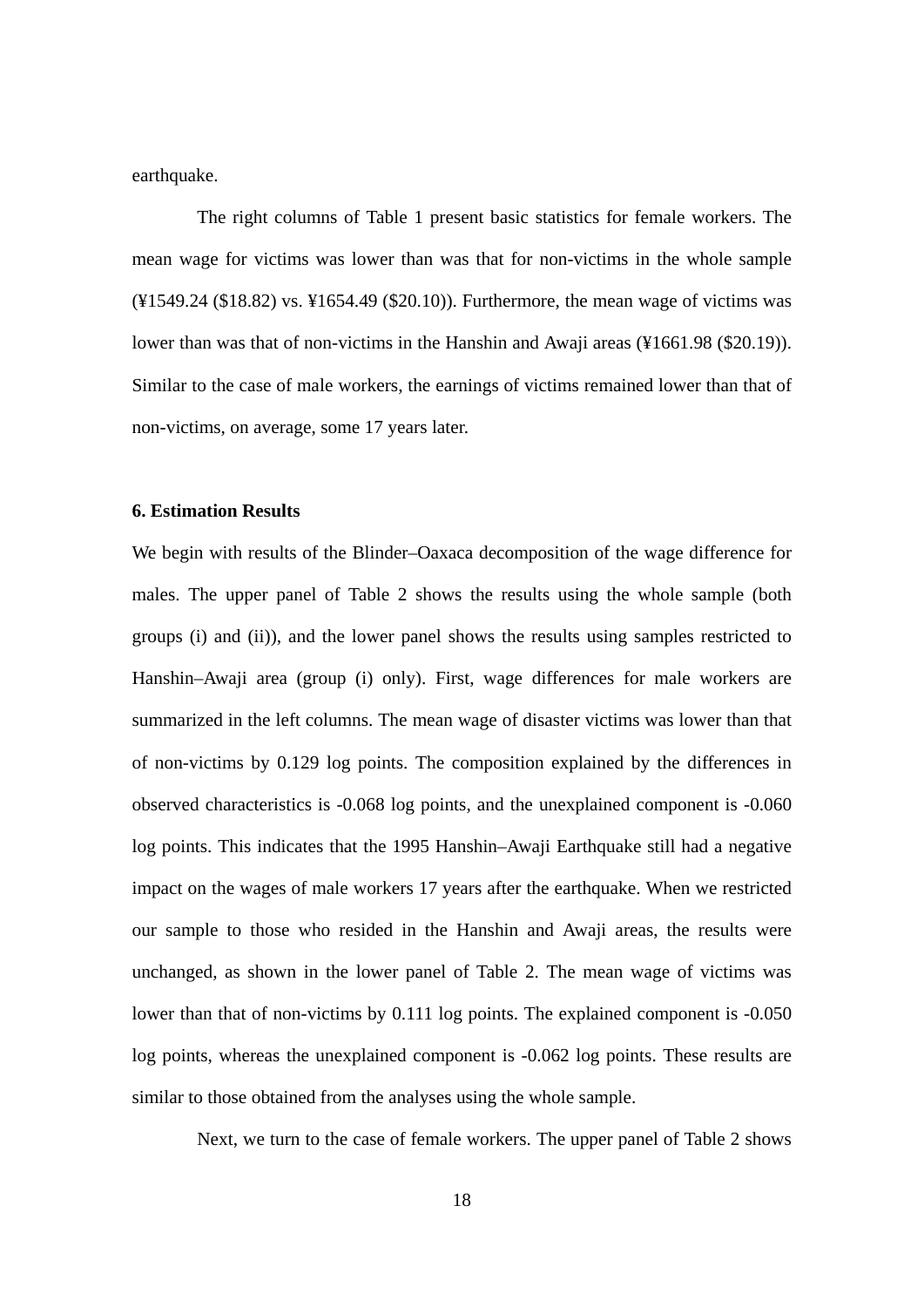earthquake.

The right columns of Table 1 present basic statistics for female workers. The mean wage for victims was lower than was that for non-victims in the whole sample (¥1549.24 ($18.82) vs. ¥1654.49 ($20.10)). Furthermore, the mean wage of victims was lower than was that of non-victims in the Hanshin and Awaji areas (¥1661.98 ($20.19)). Similar to the case of male workers, the earnings of victims remained lower than that of non-victims, on average, some 17 years later.

## 6. Estimation Results

We begin with results of the Blinder–Oaxaca decomposition of the wage difference for males. The upper panel of Table 2 shows the results using the whole sample (both groups (i) and (ii)), and the lower panel shows the results using samples restricted to Hanshin–Awaji area (group (i) only). First, wage differences for male workers are summarized in the left columns. The mean wage of disaster victims was lower than that of non-victims by 0.129 log points. The composition explained by the differences in observed characteristics is -0.068 log points, and the unexplained component is -0.060 log points. This indicates that the 1995 Hanshin–Awaji Earthquake still had a negative impact on the wages of male workers 17 years after the earthquake. When we restricted our sample to those who resided in the Hanshin and Awaji areas, the results were unchanged, as shown in the lower panel of Table 2. The mean wage of victims was lower than that of non-victims by 0.111 log points. The explained component is -0.050 log points, whereas the unexplained component is -0.062 log points. These results are similar to those obtained from the analyses using the whole sample.

Next, we turn to the case of female workers. The upper panel of Table 2 shows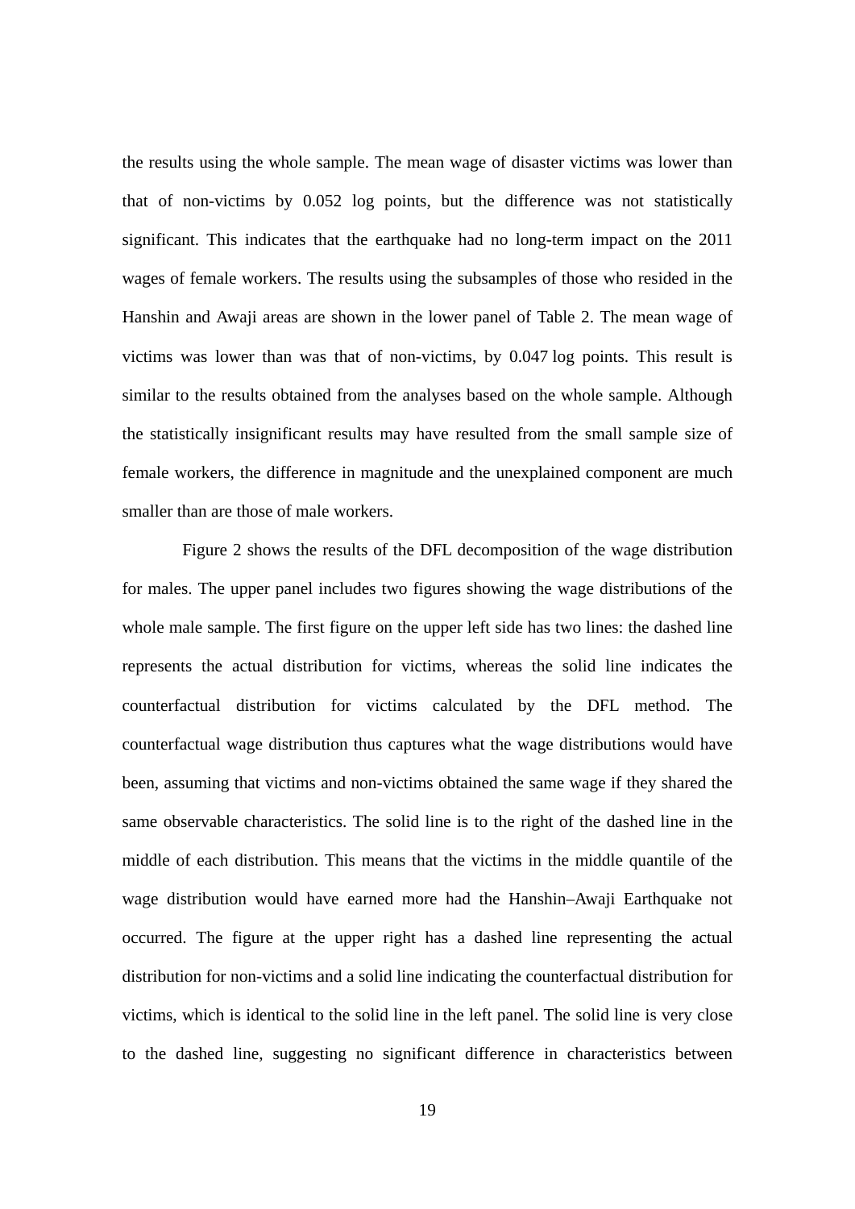the results using the whole sample. The mean wage of disaster victims was lower than that of non-victims by 0.052 log points, but the difference was not statistically significant. This indicates that the earthquake had no long-term impact on the 2011 wages of female workers. The results using the subsamples of those who resided in the Hanshin and Awaji areas are shown in the lower panel of Table 2. The mean wage of victims was lower than was that of non-victims, by 0.047 log points. This result is similar to the results obtained from the analyses based on the whole sample. Although the statistically insignificant results may have resulted from the small sample size of female workers, the difference in magnitude and the unexplained component are much smaller than are those of male workers.

Figure 2 shows the results of the DFL decomposition of the wage distribution for males. The upper panel includes two figures showing the wage distributions of the whole male sample. The first figure on the upper left side has two lines: the dashed line represents the actual distribution for victims, whereas the solid line indicates the counterfactual distribution for victims calculated by the DFL method. The counterfactual wage distribution thus captures what the wage distributions would have been, assuming that victims and non-victims obtained the same wage if they shared the same observable characteristics. The solid line is to the right of the dashed line in the middle of each distribution. This means that the victims in the middle quantile of the wage distribution would have earned more had the Hanshin–Awaji Earthquake not occurred. The figure at the upper right has a dashed line representing the actual distribution for non-victims and a solid line indicating the counterfactual distribution for victims, which is identical to the solid line in the left panel. The solid line is very close to the dashed line, suggesting no significant difference in characteristics between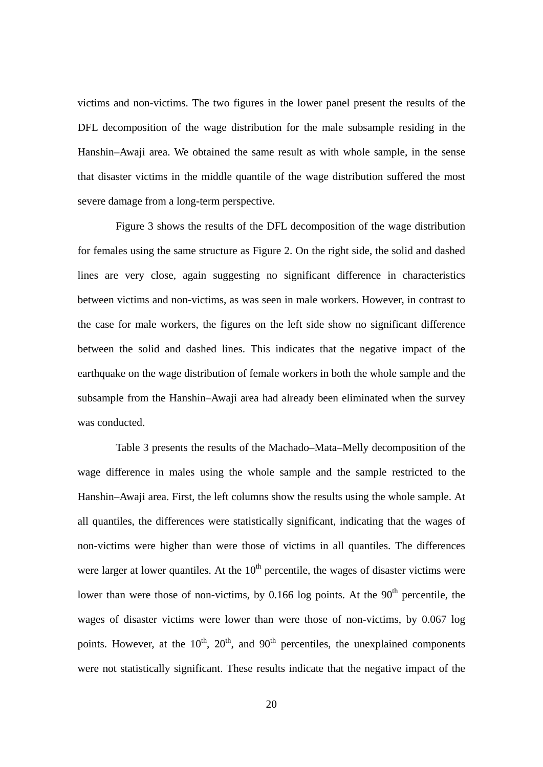victims and non-victims. The two figures in the lower panel present the results of the DFL decomposition of the wage distribution for the male subsample residing in the Hanshin–Awaji area. We obtained the same result as with whole sample, in the sense that disaster victims in the middle quantile of the wage distribution suffered the most severe damage from a long-term perspective.

Figure 3 shows the results of the DFL decomposition of the wage distribution for females using the same structure as Figure 2. On the right side, the solid and dashed lines are very close, again suggesting no significant difference in characteristics between victims and non-victims, as was seen in male workers. However, in contrast to the case for male workers, the figures on the left side show no significant difference between the solid and dashed lines. This indicates that the negative impact of the earthquake on the wage distribution of female workers in both the whole sample and the subsample from the Hanshin–Awaji area had already been eliminated when the survey was conducted.

Table 3 presents the results of the Machado–Mata–Melly decomposition of the wage difference in males using the whole sample and the sample restricted to the Hanshin–Awaji area. First, the left columns show the results using the whole sample. At all quantiles, the differences were statistically significant, indicating that the wages of non-victims were higher than were those of victims in all quantiles. The differences were larger at lower quantiles. At the 10$^{th}$ percentile, the wages of disaster victims were lower than were those of non-victims, by 0.166 log points. At the 90$^{th}$ percentile, the wages of disaster victims were lower than were those of non-victims, by 0.067 log points. However, at the 10$^{th}$, 20$^{th}$, and 90$^{th}$ percentiles, the unexplained components were not statistically significant. These results indicate that the negative impact of the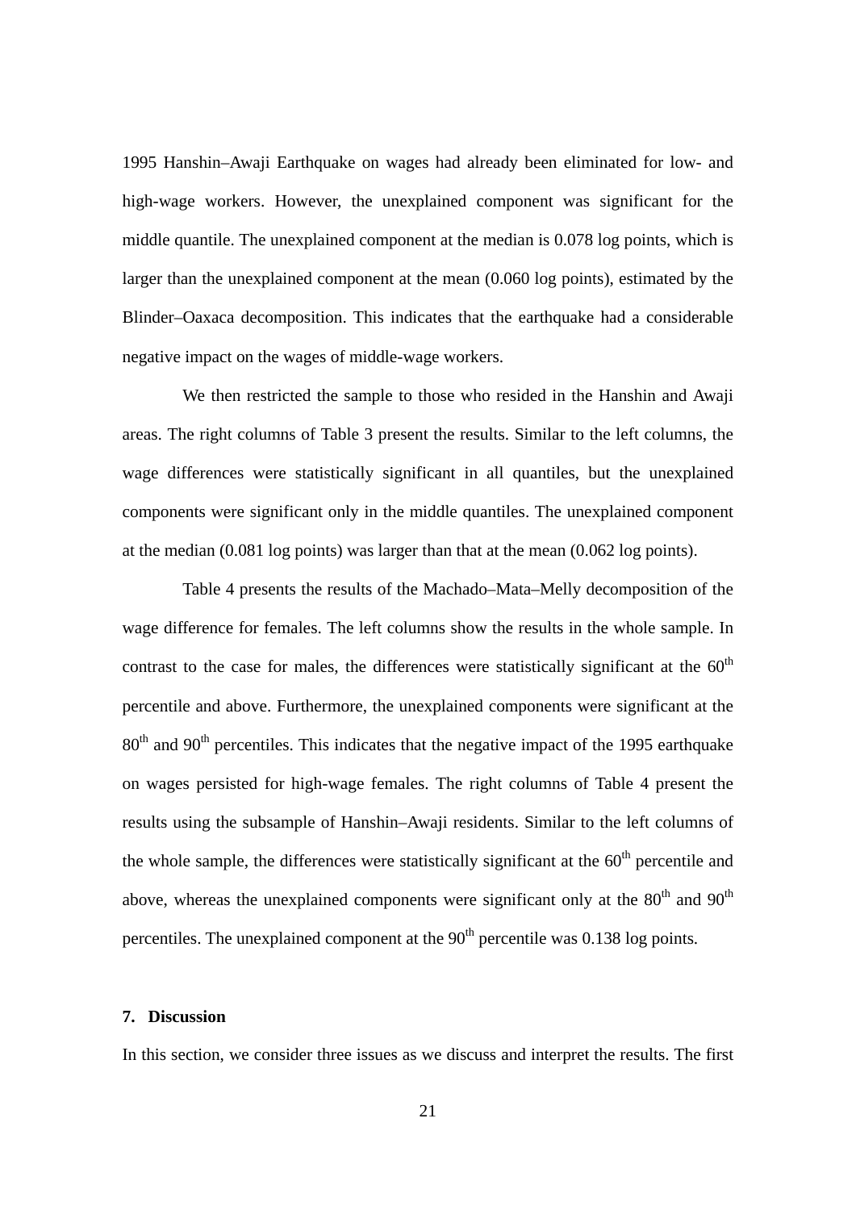1995 Hanshin–Awaji Earthquake on wages had already been eliminated for low- and high-wage workers. However, the unexplained component was significant for the middle quantile. The unexplained component at the median is 0.078 log points, which is larger than the unexplained component at the mean (0.060 log points), estimated by the Blinder–Oaxaca decomposition. This indicates that the earthquake had a considerable negative impact on the wages of middle-wage workers.

We then restricted the sample to those who resided in the Hanshin and Awaji areas. The right columns of Table 3 present the results. Similar to the left columns, the wage differences were statistically significant in all quantiles, but the unexplained components were significant only in the middle quantiles. The unexplained component at the median (0.081 log points) was larger than that at the mean (0.062 log points).

Table 4 presents the results of the Machado–Mata–Melly decomposition of the wage difference for females. The left columns show the results in the whole sample. In contrast to the case for males, the differences were statistically significant at the 60$^{th}$ percentile and above. Furthermore, the unexplained components were significant at the 80$^{th}$ and 90$^{th}$ percentiles. This indicates that the negative impact of the 1995 earthquake on wages persisted for high-wage females. The right columns of Table 4 present the results using the subsample of Hanshin–Awaji residents. Similar to the left columns of the whole sample, the differences were statistically significant at the 60$^{th}$ percentile and above, whereas the unexplained components were significant only at the 80$^{th}$ and 90$^{th}$ percentiles. The unexplained component at the 90$^{th}$ percentile was 0.138 log points.

## 7. Discussion

In this section, we consider three issues as we discuss and interpret the results. The first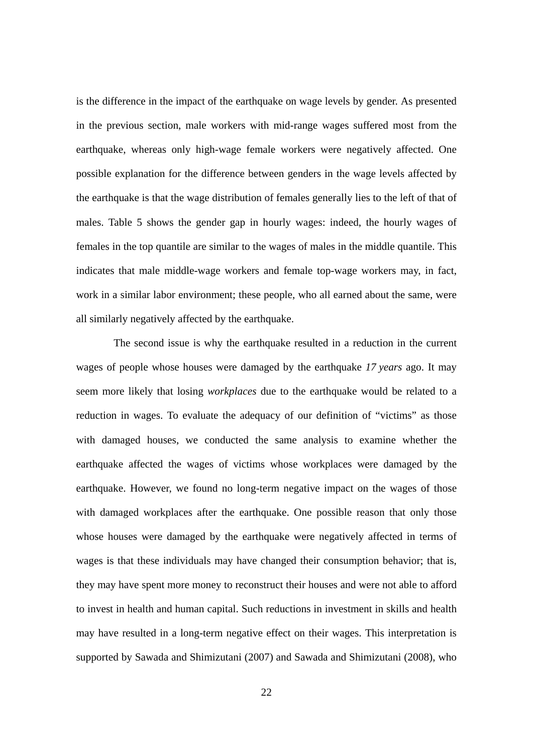is the difference in the impact of the earthquake on wage levels by gender. As presented in the previous section, male workers with mid-range wages suffered most from the earthquake, whereas only high-wage female workers were negatively affected. One possible explanation for the difference between genders in the wage levels affected by the earthquake is that the wage distribution of females generally lies to the left of that of males. Table 5 shows the gender gap in hourly wages: indeed, the hourly wages of females in the top quantile are similar to the wages of males in the middle quantile. This indicates that male middle-wage workers and female top-wage workers may, in fact, work in a similar labor environment; these people, who all earned about the same, were all similarly negatively affected by the earthquake.

The second issue is why the earthquake resulted in a reduction in the current wages of people whose houses were damaged by the earthquake *17 years* ago. It may seem more likely that losing *workplaces* due to the earthquake would be related to a reduction in wages. To evaluate the adequacy of our definition of "victims" as those with damaged houses, we conducted the same analysis to examine whether the earthquake affected the wages of victims whose workplaces were damaged by the earthquake. However, we found no long-term negative impact on the wages of those with damaged workplaces after the earthquake. One possible reason that only those whose houses were damaged by the earthquake were negatively affected in terms of wages is that these individuals may have changed their consumption behavior; that is, they may have spent more money to reconstruct their houses and were not able to afford to invest in health and human capital. Such reductions in investment in skills and health may have resulted in a long-term negative effect on their wages. This interpretation is supported by Sawada and Shimizutani (2007) and Sawada and Shimizutani (2008), who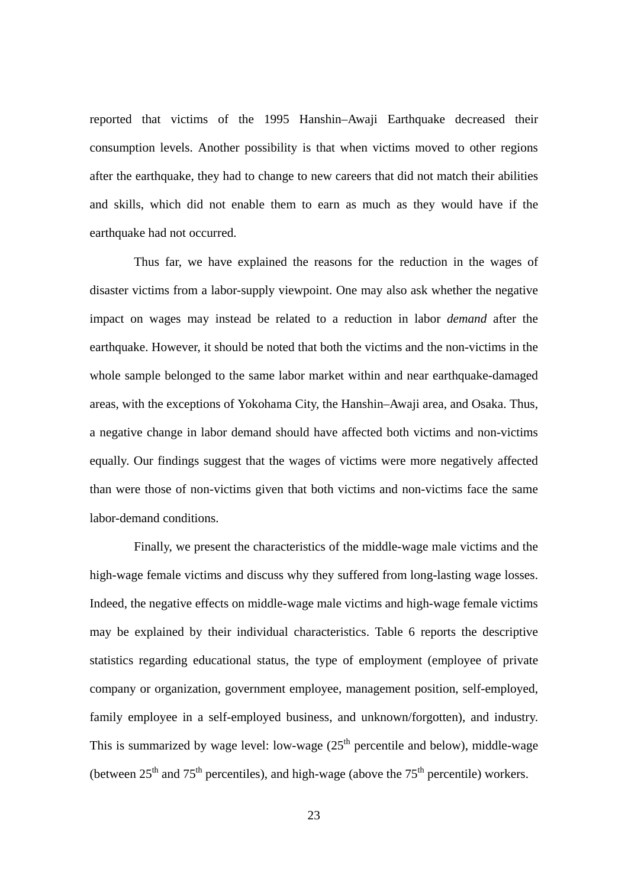reported that victims of the 1995 Hanshin–Awaji Earthquake decreased their consumption levels. Another possibility is that when victims moved to other regions after the earthquake, they had to change to new careers that did not match their abilities and skills, which did not enable them to earn as much as they would have if the earthquake had not occurred.

Thus far, we have explained the reasons for the reduction in the wages of disaster victims from a labor-supply viewpoint. One may also ask whether the negative impact on wages may instead be related to a reduction in labor *demand* after the earthquake. However, it should be noted that both the victims and the non-victims in the whole sample belonged to the same labor market within and near earthquake-damaged areas, with the exceptions of Yokohama City, the Hanshin–Awaji area, and Osaka. Thus, a negative change in labor demand should have affected both victims and non-victims equally. Our findings suggest that the wages of victims were more negatively affected than were those of non-victims given that both victims and non-victims face the same labor-demand conditions.

Finally, we present the characteristics of the middle-wage male victims and the high-wage female victims and discuss why they suffered from long-lasting wage losses. Indeed, the negative effects on middle-wage male victims and high-wage female victims may be explained by their individual characteristics. Table 6 reports the descriptive statistics regarding educational status, the type of employment (employee of private company or organization, government employee, management position, self-employed, family employee in a self-employed business, and unknown/forgotten), and industry. This is summarized by wage level: low-wage ($25^{th}$ percentile and below), middle-wage (between $25^{th}$ and $75^{th}$ percentiles), and high-wage (above the $75^{th}$ percentile) workers.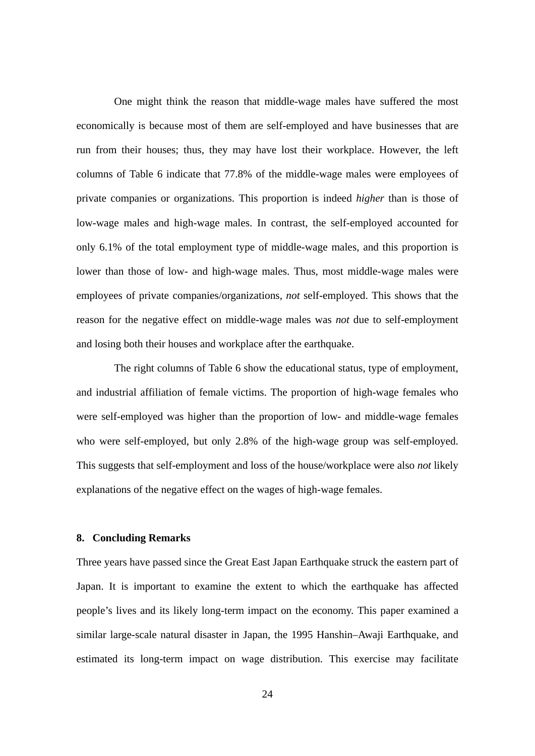One might think the reason that middle-wage males have suffered the most economically is because most of them are self-employed and have businesses that are run from their houses; thus, they may have lost their workplace. However, the left columns of Table 6 indicate that 77.8% of the middle-wage males were employees of private companies or organizations. This proportion is indeed *higher* than is those of low-wage males and high-wage males. In contrast, the self-employed accounted for only 6.1% of the total employment type of middle-wage males, and this proportion is lower than those of low- and high-wage males. Thus, most middle-wage males were employees of private companies/organizations, *not* self-employed. This shows that the reason for the negative effect on middle-wage males was *not* due to self-employment and losing both their houses and workplace after the earthquake.

The right columns of Table 6 show the educational status, type of employment, and industrial affiliation of female victims. The proportion of high-wage females who were self-employed was higher than the proportion of low- and middle-wage females who were self-employed, but only 2.8% of the high-wage group was self-employed. This suggests that self-employment and loss of the house/workplace were also *not* likely explanations of the negative effect on the wages of high-wage females.

## 8. Concluding Remarks

Three years have passed since the Great East Japan Earthquake struck the eastern part of Japan. It is important to examine the extent to which the earthquake has affected people's lives and its likely long-term impact on the economy. This paper examined a similar large-scale natural disaster in Japan, the 1995 Hanshin–Awaji Earthquake, and estimated its long-term impact on wage distribution. This exercise may facilitate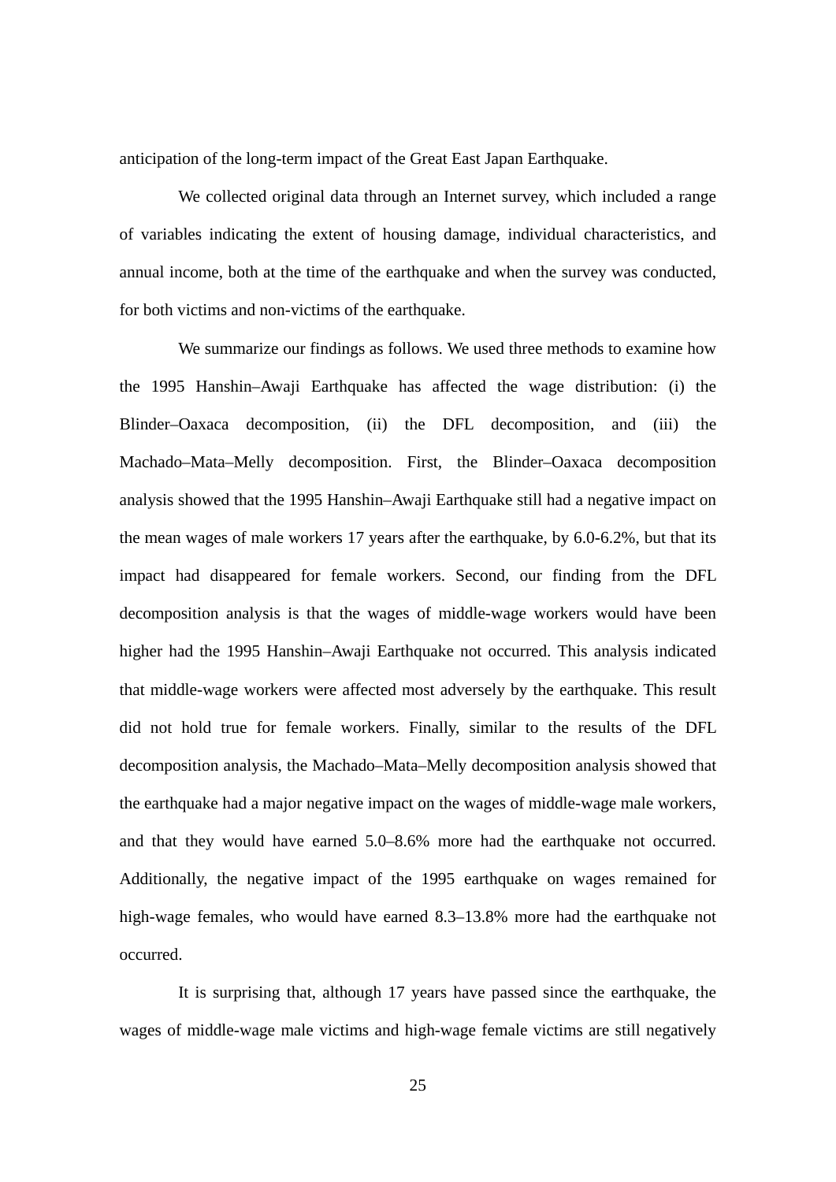anticipation of the long-term impact of the Great East Japan Earthquake.

We collected original data through an Internet survey, which included a range of variables indicating the extent of housing damage, individual characteristics, and annual income, both at the time of the earthquake and when the survey was conducted, for both victims and non-victims of the earthquake.

We summarize our findings as follows. We used three methods to examine how the 1995 Hanshin–Awaji Earthquake has affected the wage distribution: (i) the Blinder–Oaxaca decomposition, (ii) the DFL decomposition, and (iii) the Machado–Mata–Melly decomposition. First, the Blinder–Oaxaca decomposition analysis showed that the 1995 Hanshin–Awaji Earthquake still had a negative impact on the mean wages of male workers 17 years after the earthquake, by 6.0-6.2%, but that its impact had disappeared for female workers. Second, our finding from the DFL decomposition analysis is that the wages of middle-wage workers would have been higher had the 1995 Hanshin–Awaji Earthquake not occurred. This analysis indicated that middle-wage workers were affected most adversely by the earthquake. This result did not hold true for female workers. Finally, similar to the results of the DFL decomposition analysis, the Machado–Mata–Melly decomposition analysis showed that the earthquake had a major negative impact on the wages of middle-wage male workers, and that they would have earned 5.0–8.6% more had the earthquake not occurred. Additionally, the negative impact of the 1995 earthquake on wages remained for high-wage females, who would have earned 8.3–13.8% more had the earthquake not occurred.

It is surprising that, although 17 years have passed since the earthquake, the wages of middle-wage male victims and high-wage female victims are still negatively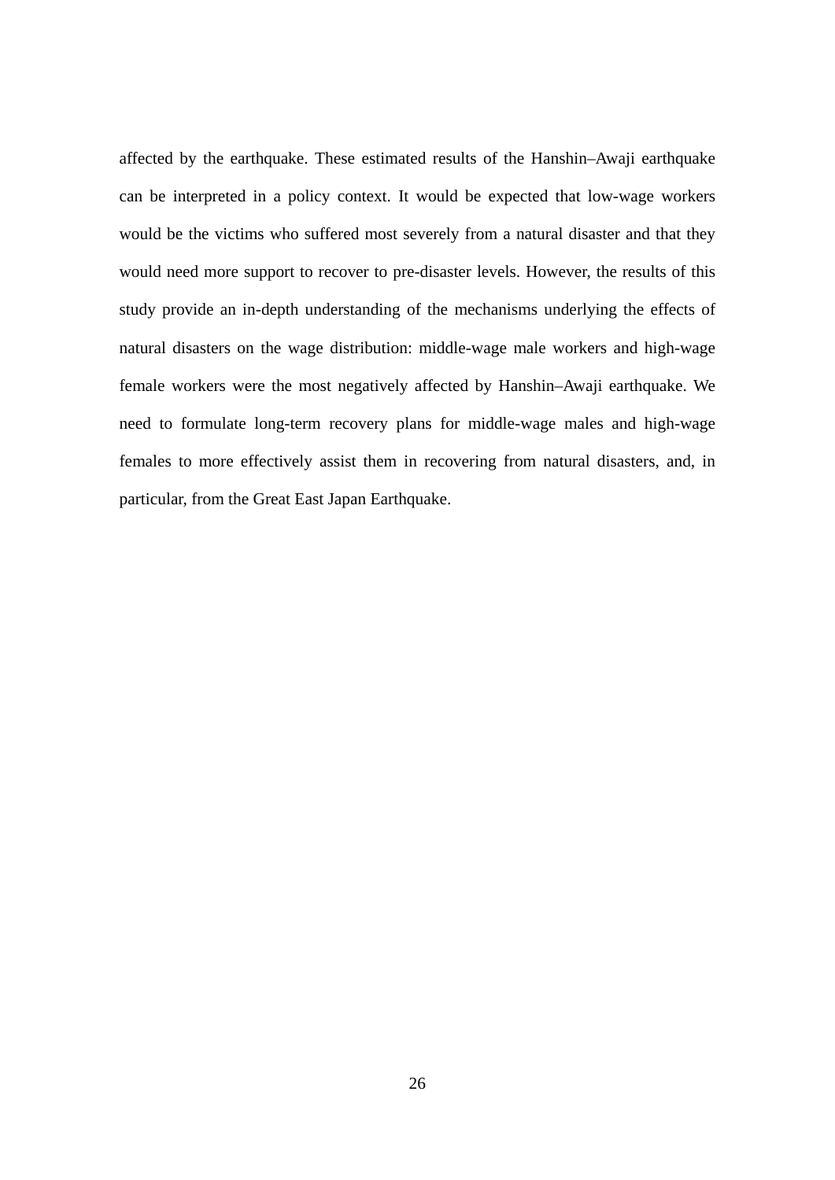affected by the earthquake. These estimated results of the Hanshin–Awaji earthquake can be interpreted in a policy context. It would be expected that low-wage workers would be the victims who suffered most severely from a natural disaster and that they would need more support to recover to pre-disaster levels. However, the results of this study provide an in-depth understanding of the mechanisms underlying the effects of natural disasters on the wage distribution: middle-wage male workers and high-wage female workers were the most negatively affected by Hanshin–Awaji earthquake. We need to formulate long-term recovery plans for middle-wage males and high-wage females to more effectively assist them in recovering from natural disasters, and, in particular, from the Great East Japan Earthquake.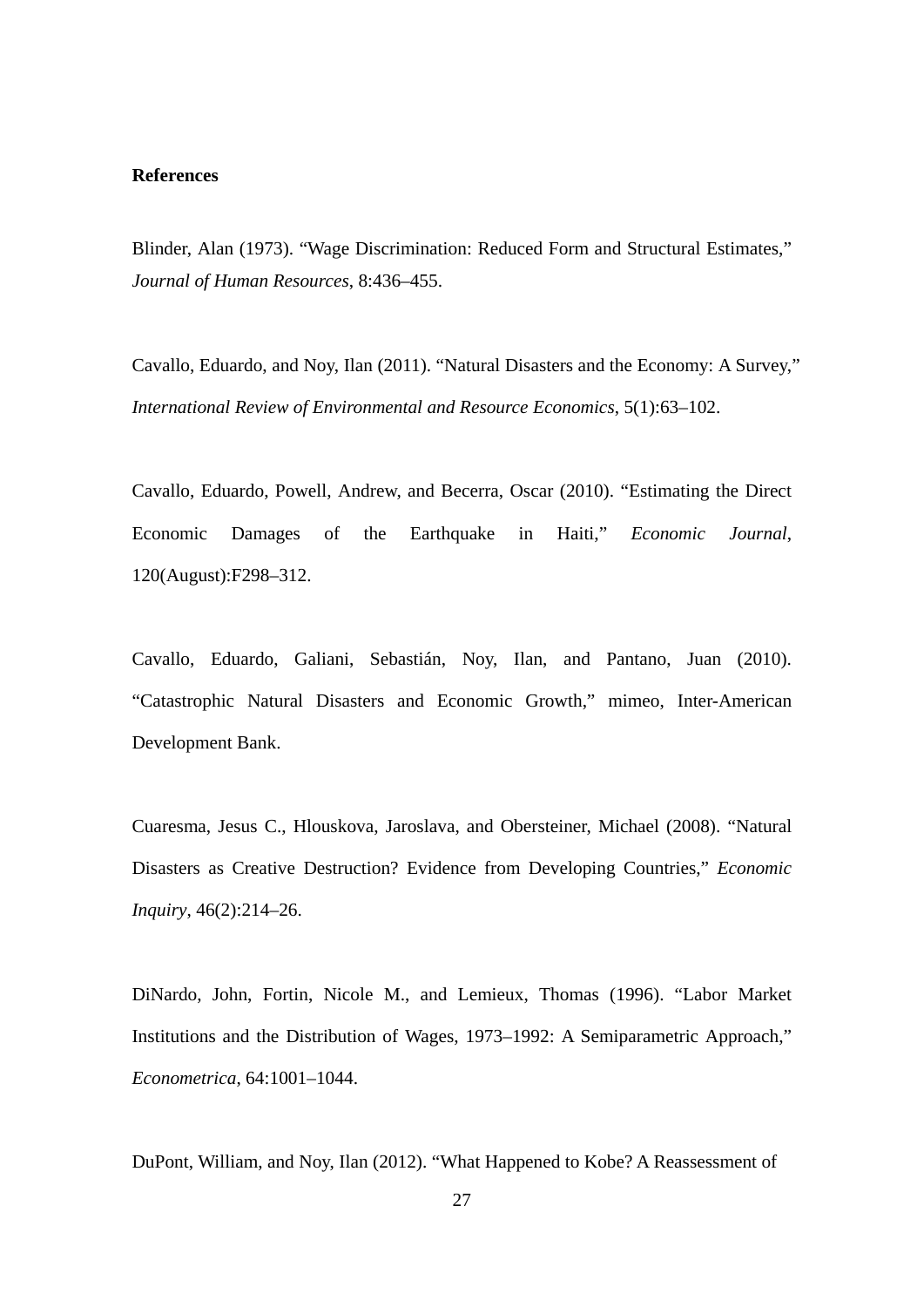**References**

Blinder, Alan (1973). "Wage Discrimination: Reduced Form and Structural Estimates," *Journal of Human Resources*, 8:436–455.

Cavallo, Eduardo, and Noy, Ilan (2011). "Natural Disasters and the Economy: A Survey," *International Review of Environmental and Resource Economics*, 5(1):63–102.

Cavallo, Eduardo, Powell, Andrew, and Becerra, Oscar (2010). "Estimating the Direct Economic Damages of the Earthquake in Haiti," *Economic Journal*, 120(August):F298–312.

Cavallo, Eduardo, Galiani, Sebastián, Noy, Ilan, and Pantano, Juan (2010). "Catastrophic Natural Disasters and Economic Growth," mimeo, Inter-American Development Bank.

Cuaresma, Jesus C., Hlouskova, Jaroslava, and Obersteiner, Michael (2008). "Natural Disasters as Creative Destruction? Evidence from Developing Countries," *Economic Inquiry*, 46(2):214–26.

DiNardo, John, Fortin, Nicole M., and Lemieux, Thomas (1996). "Labor Market Institutions and the Distribution of Wages, 1973–1992: A Semiparametric Approach," *Econometrica*, 64:1001–1044.

DuPont, William, and Noy, Ilan (2012). "What Happened to Kobe? A Reassessment of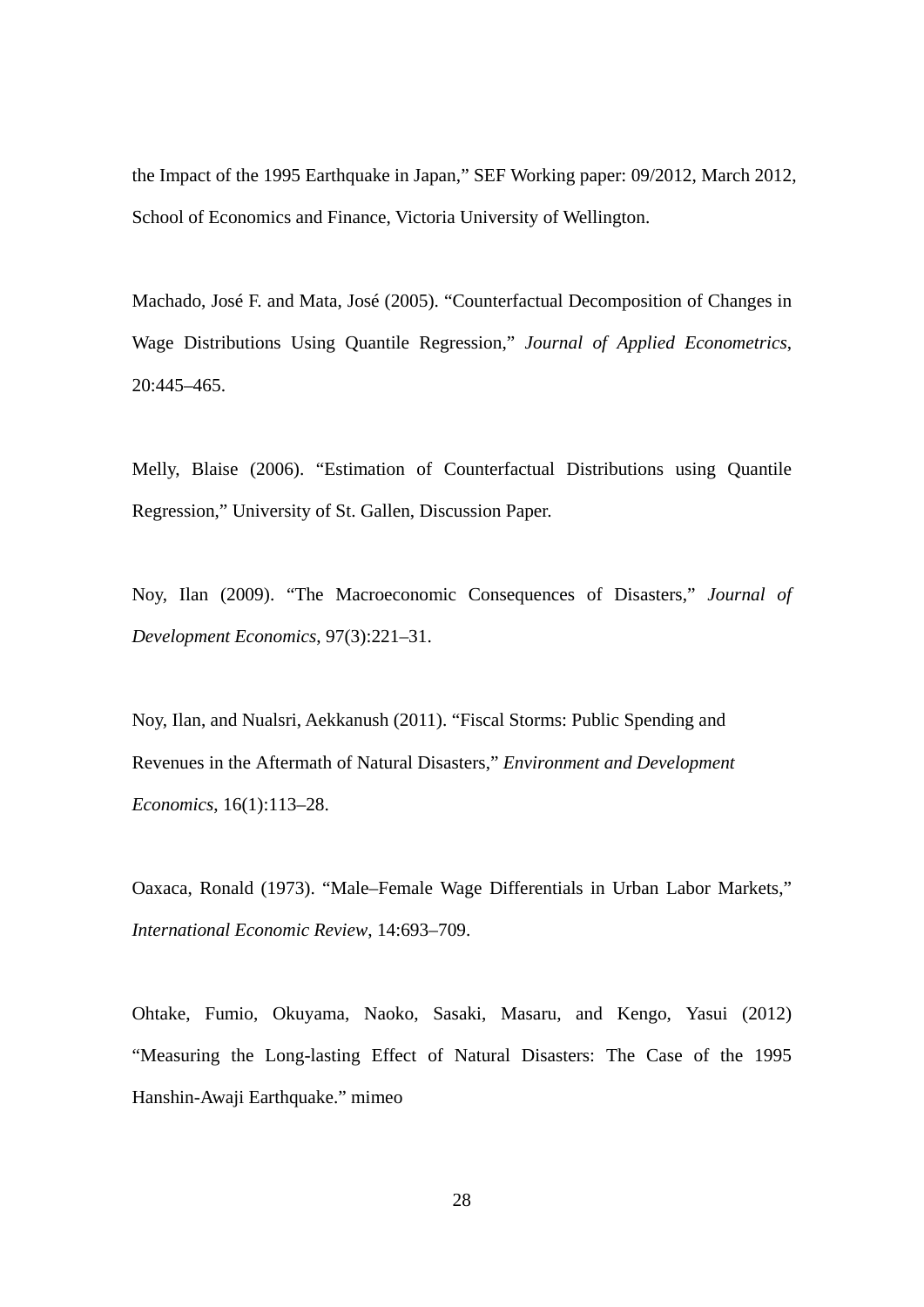the Impact of the 1995 Earthquake in Japan," SEF Working paper: 09/2012, March 2012, School of Economics and Finance, Victoria University of Wellington.

Machado, José F. and Mata, José (2005). "Counterfactual Decomposition of Changes in Wage Distributions Using Quantile Regression," *Journal of Applied Econometrics*, 20:445–465.

Melly, Blaise (2006). "Estimation of Counterfactual Distributions using Quantile Regression," University of St. Gallen, Discussion Paper.

Noy, Ilan (2009). "The Macroeconomic Consequences of Disasters," *Journal of Development Economics*, 97(3):221–31.

Noy, Ilan, and Nualsri, Aekkanush (2011). "Fiscal Storms: Public Spending and Revenues in the Aftermath of Natural Disasters," *Environment and Development Economics*, 16(1):113–28.

Oaxaca, Ronald (1973). "Male–Female Wage Differentials in Urban Labor Markets," *International Economic Review*, 14:693–709.

Ohtake, Fumio, Okuyama, Naoko, Sasaki, Masaru, and Kengo, Yasui (2012) "Measuring the Long-lasting Effect of Natural Disasters: The Case of the 1995 Hanshin-Awaji Earthquake." mimeo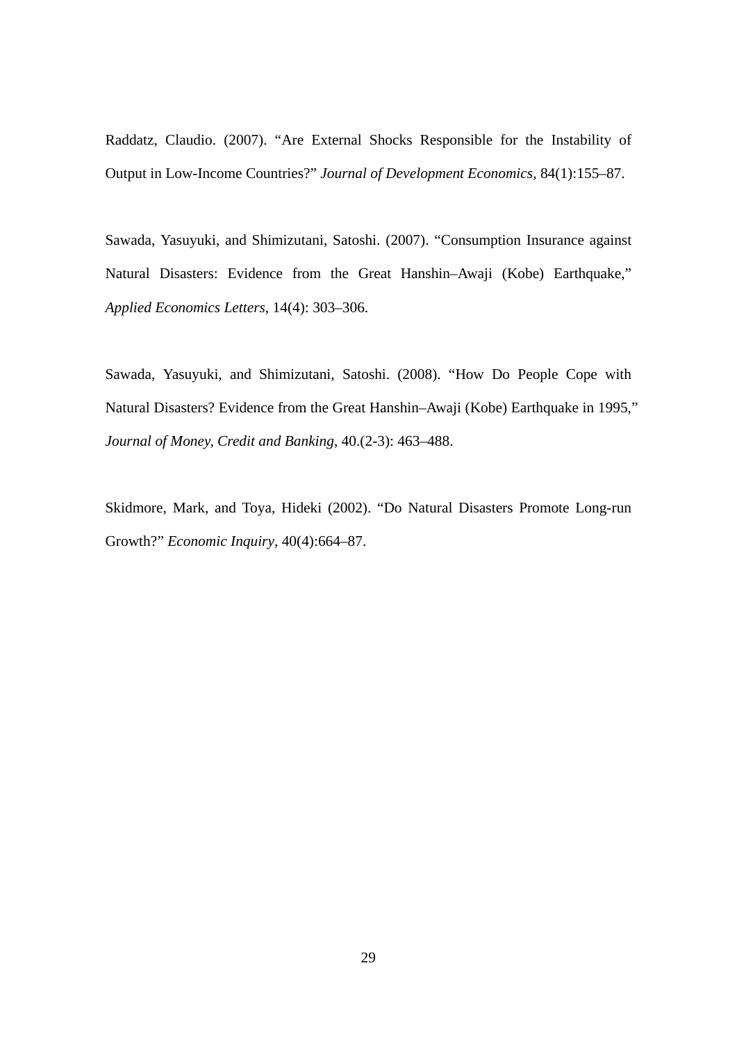Raddatz, Claudio. (2007). "Are External Shocks Responsible for the Instability of Output in Low-Income Countries?" *Journal of Development Economics*, 84(1):155–87.

Sawada, Yasuyuki, and Shimizutani, Satoshi. (2007). "Consumption Insurance against Natural Disasters: Evidence from the Great Hanshin–Awaji (Kobe) Earthquake," *Applied Economics Letters*, 14(4): 303–306.

Sawada, Yasuyuki, and Shimizutani, Satoshi. (2008). "How Do People Cope with Natural Disasters? Evidence from the Great Hanshin–Awaji (Kobe) Earthquake in 1995," *Journal of Money, Credit and Banking*, 40.(2-3): 463–488.

Skidmore, Mark, and Toya, Hideki (2002). "Do Natural Disasters Promote Long-run Growth?" *Economic Inquiry*, 40(4):664–87.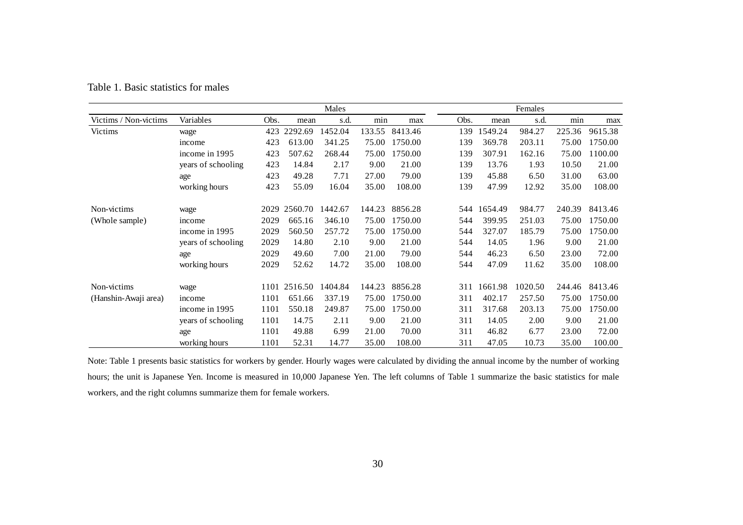Table 1. Basic statistics for males

| | | Males | | | | | Females | | | | |
|---|---|---|---|---|---|---|---|---|---|---|---|
| Victims / Non-victims | Variables | Obs. | mean | s.d. | min | max | Obs. | mean | s.d. | min | max |
| Victims | wage | 423 | 2292.69 | 1452.04 | 133.55 | 8413.46 | 139 | 1549.24 | 984.27 | 225.36 | 9615.38 |
| | income | 423 | 613.00 | 341.25 | 75.00 | 1750.00 | 139 | 369.78 | 203.11 | 75.00 | 1750.00 |
| | income in 1995 | 423 | 507.62 | 268.44 | 75.00 | 1750.00 | 139 | 307.91 | 162.16 | 75.00 | 1100.00 |
| | years of schooling | 423 | 14.84 | 2.17 | 9.00 | 21.00 | 139 | 13.76 | 1.93 | 10.50 | 21.00 |
| | age | 423 | 49.28 | 7.71 | 27.00 | 79.00 | 139 | 45.88 | 6.50 | 31.00 | 63.00 |
| | working hours | 423 | 55.09 | 16.04 | 35.00 | 108.00 | 139 | 47.99 | 12.92 | 35.00 | 108.00 |
| Non-victims (Whole sample) | wage | 2029 | 2560.70 | 1442.67 | 144.23 | 8856.28 | 544 | 1654.49 | 984.77 | 240.39 | 8413.46 |
| | income | 2029 | 665.16 | 346.10 | 75.00 | 1750.00 | 544 | 399.95 | 251.03 | 75.00 | 1750.00 |
| | income in 1995 | 2029 | 560.50 | 257.72 | 75.00 | 1750.00 | 544 | 327.07 | 185.79 | 75.00 | 1750.00 |
| | years of schooling | 2029 | 14.80 | 2.10 | 9.00 | 21.00 | 544 | 14.05 | 1.96 | 9.00 | 21.00 |
| | age | 2029 | 49.60 | 7.00 | 21.00 | 79.00 | 544 | 46.23 | 6.50 | 23.00 | 72.00 |
| | working hours | 2029 | 52.62 | 14.72 | 35.00 | 108.00 | 544 | 47.09 | 11.62 | 35.00 | 108.00 |
| Non-victims (Hanshin-Awaji area) | wage | 1101 | 2516.50 | 1404.84 | 144.23 | 8856.28 | 311 | 1661.98 | 1020.50 | 244.46 | 8413.46 |
| | income | 1101 | 651.66 | 337.19 | 75.00 | 1750.00 | 311 | 402.17 | 257.50 | 75.00 | 1750.00 |
| | income in 1995 | 1101 | 550.18 | 249.87 | 75.00 | 1750.00 | 311 | 317.68 | 203.13 | 75.00 | 1750.00 |
| | years of schooling | 1101 | 14.75 | 2.11 | 9.00 | 21.00 | 311 | 14.05 | 2.00 | 9.00 | 21.00 |
| | age | 1101 | 49.88 | 6.99 | 21.00 | 70.00 | 311 | 46.82 | 6.77 | 23.00 | 72.00 |
| | working hours | 1101 | 52.31 | 14.77 | 35.00 | 108.00 | 311 | 47.05 | 10.73 | 35.00 | 100.00 |

Note: Table 1 presents basic statistics for workers by gender. Hourly wages were calculated by dividing the annual income by the number of working hours; the unit is Japanese Yen. Income is measured in 10,000 Japanese Yen. The left columns of Table 1 summarize the basic statistics for male workers, and the right columns summarize them for female workers.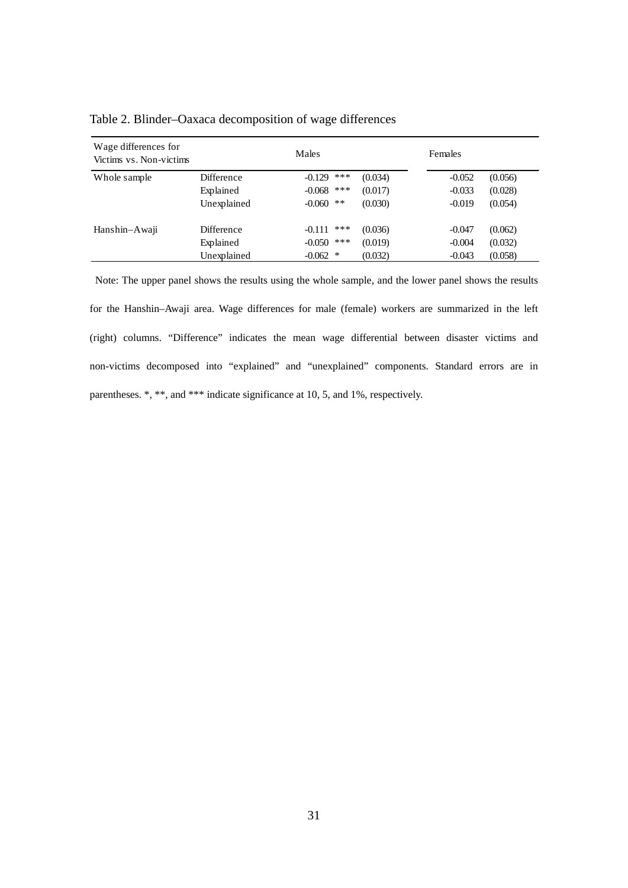Table 2. Blinder–Oaxaca decomposition of wage differences

| Wage differences for Victims vs. Non-victims | | Males | | Females | |
|---|---|---|---|---|---|
| Whole sample | Difference | -0.129 *** | (0.034) | -0.052 | (0.056) |
| | Explained | -0.068 *** | (0.017) | -0.033 | (0.028) |
| | Unexplained | -0.060 ** | (0.030) | -0.019 | (0.054) |
| Hanshin–Awaji | Difference | -0.111 *** | (0.036) | -0.047 | (0.062) |
| | Explained | -0.050 *** | (0.019) | -0.004 | (0.032) |
| | Unexplained | -0.062 * | (0.032) | -0.043 | (0.058) |

Note: The upper panel shows the results using the whole sample, and the lower panel shows the results for the Hanshin–Awaji area. Wage differences for male (female) workers are summarized in the left (right) columns. "Difference" indicates the mean wage differential between disaster victims and non-victims decomposed into "explained" and "unexplained" components. Standard errors are in parentheses. *, **, and *** indicate significance at 10, 5, and 1%, respectively.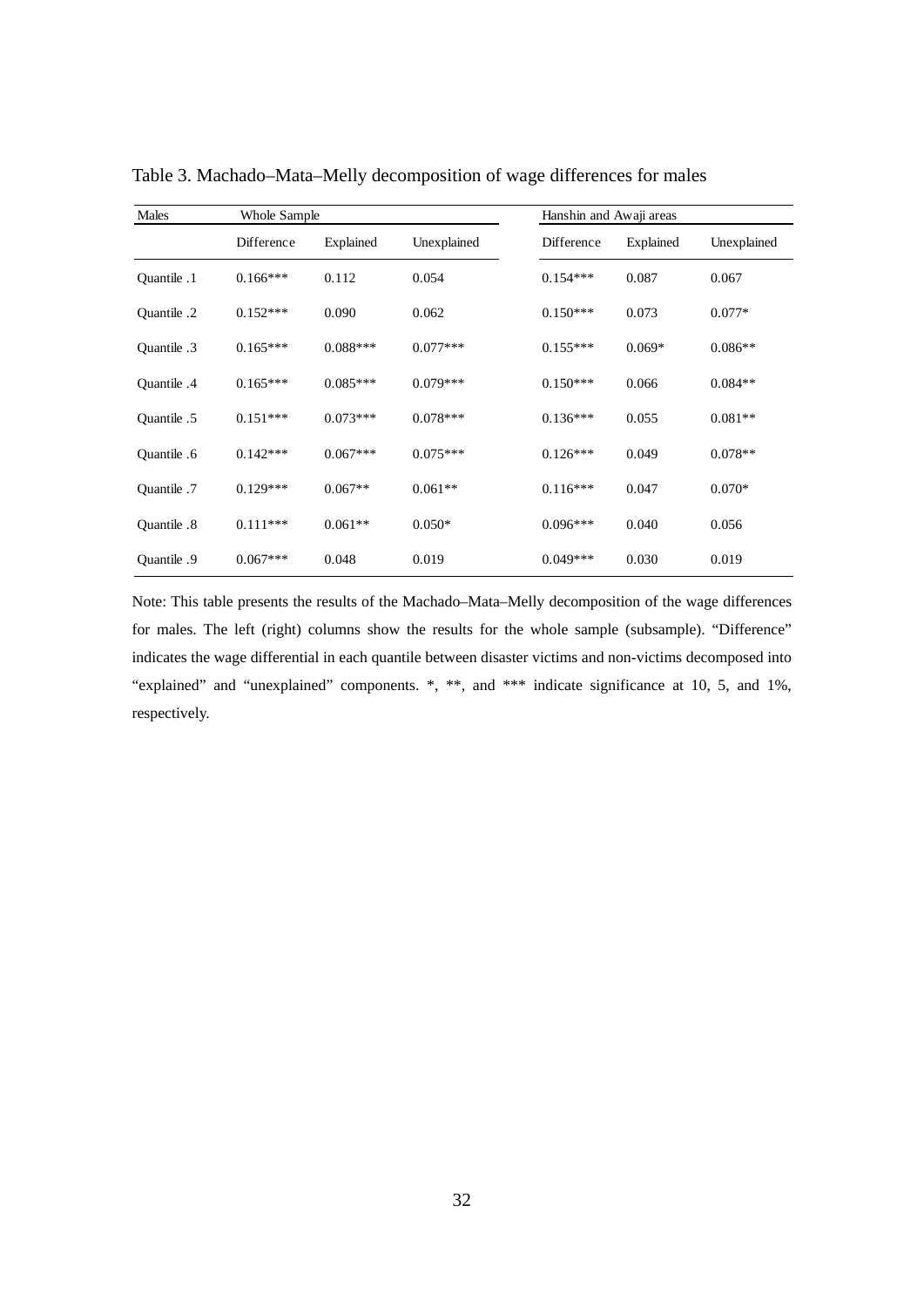Table 3. Machado–Mata–Melly decomposition of wage differences for males

| Males | Whole Sample | | | Hanshin and Awaji areas | | |
|---|---|---|---|---|---|---|
| | Difference | Explained | Unexplained | Difference | Explained | Unexplained |
| Quantile .1 | 0.166*** | 0.112 | 0.054 | 0.154*** | 0.087 | 0.067 |
| Quantile .2 | 0.152*** | 0.090 | 0.062 | 0.150*** | 0.073 | 0.077* |
| Quantile .3 | 0.165*** | 0.088*** | 0.077*** | 0.155*** | 0.069* | 0.086** |
| Quantile .4 | 0.165*** | 0.085*** | 0.079*** | 0.150*** | 0.066 | 0.084** |
| Quantile .5 | 0.151*** | 0.073*** | 0.078*** | 0.136*** | 0.055 | 0.081** |
| Quantile .6 | 0.142*** | 0.067*** | 0.075*** | 0.126*** | 0.049 | 0.078** |
| Quantile .7 | 0.129*** | 0.067** | 0.061** | 0.116*** | 0.047 | 0.070* |
| Quantile .8 | 0.111*** | 0.061** | 0.050* | 0.096*** | 0.040 | 0.056 |
| Quantile .9 | 0.067*** | 0.048 | 0.019 | 0.049*** | 0.030 | 0.019 |

Note: This table presents the results of the Machado–Mata–Melly decomposition of the wage differences for males. The left (right) columns show the results for the whole sample (subsample). "Difference" indicates the wage differential in each quantile between disaster victims and non-victims decomposed into "explained" and "unexplained" components. *, **, and *** indicate significance at 10, 5, and 1%, respectively.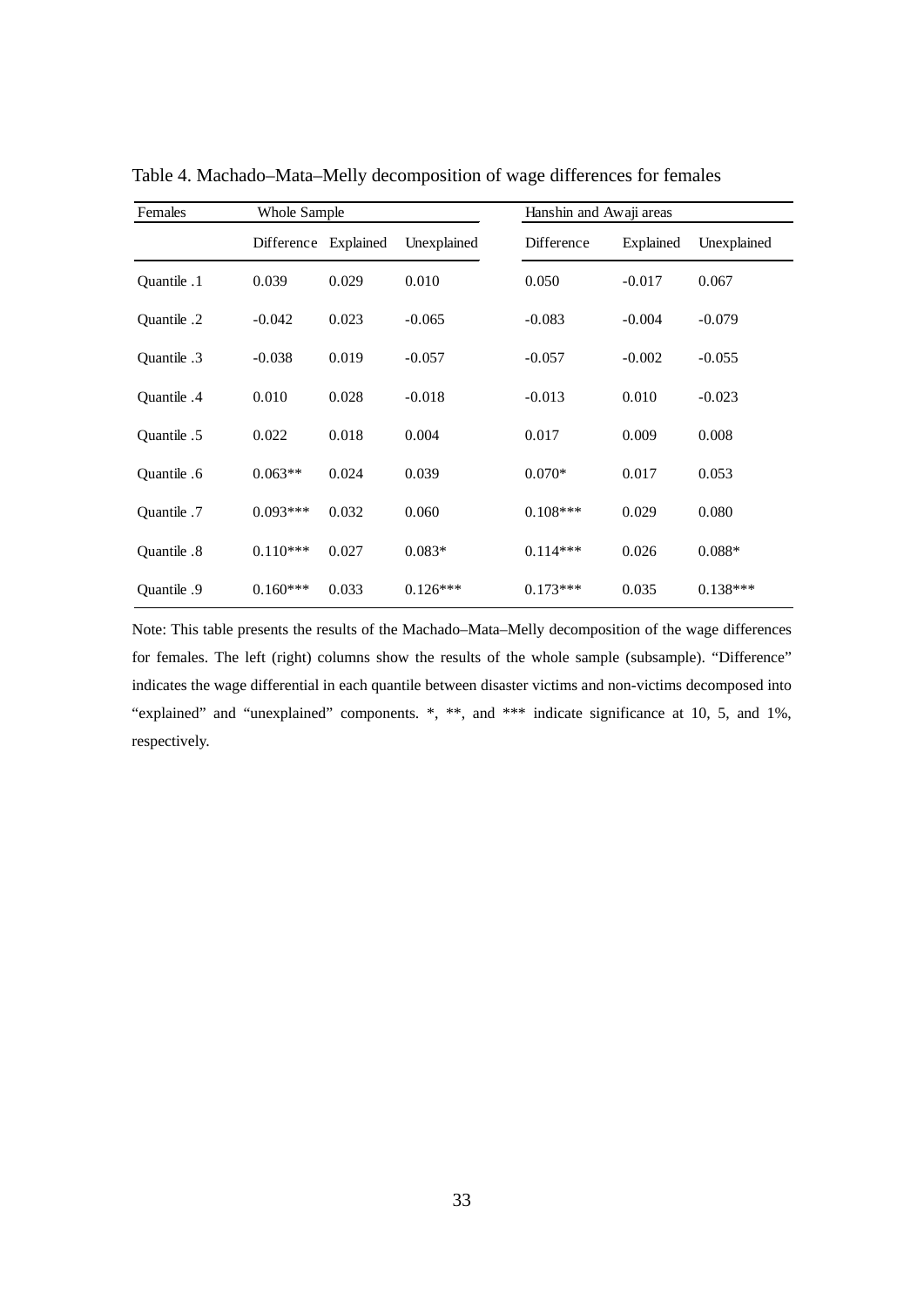Table 4. Machado–Mata–Melly decomposition of wage differences for females

| Females | Whole Sample | | | Hanshin and Awaji areas | | |
|---|---|---|---|---|---|---|
| | Difference | Explained | Unexplained | Difference | Explained | Unexplained |
| Quantile .1 | 0.039 | 0.029 | 0.010 | 0.050 | -0.017 | 0.067 |
| Quantile .2 | -0.042 | 0.023 | -0.065 | -0.083 | -0.004 | -0.079 |
| Quantile .3 | -0.038 | 0.019 | -0.057 | -0.057 | -0.002 | -0.055 |
| Quantile .4 | 0.010 | 0.028 | -0.018 | -0.013 | 0.010 | -0.023 |
| Quantile .5 | 0.022 | 0.018 | 0.004 | 0.017 | 0.009 | 0.008 |
| Quantile .6 | 0.063** | 0.024 | 0.039 | 0.070* | 0.017 | 0.053 |
| Quantile .7 | 0.093*** | 0.032 | 0.060 | 0.108*** | 0.029 | 0.080 |
| Quantile .8 | 0.110*** | 0.027 | 0.083* | 0.114*** | 0.026 | 0.088* |
| Quantile .9 | 0.160*** | 0.033 | 0.126*** | 0.173*** | 0.035 | 0.138*** |

Note: This table presents the results of the Machado–Mata–Melly decomposition of the wage differences for females. The left (right) columns show the results of the whole sample (subsample). "Difference" indicates the wage differential in each quantile between disaster victims and non-victims decomposed into "explained" and "unexplained" components. *, **, and *** indicate significance at 10, 5, and 1%, respectively.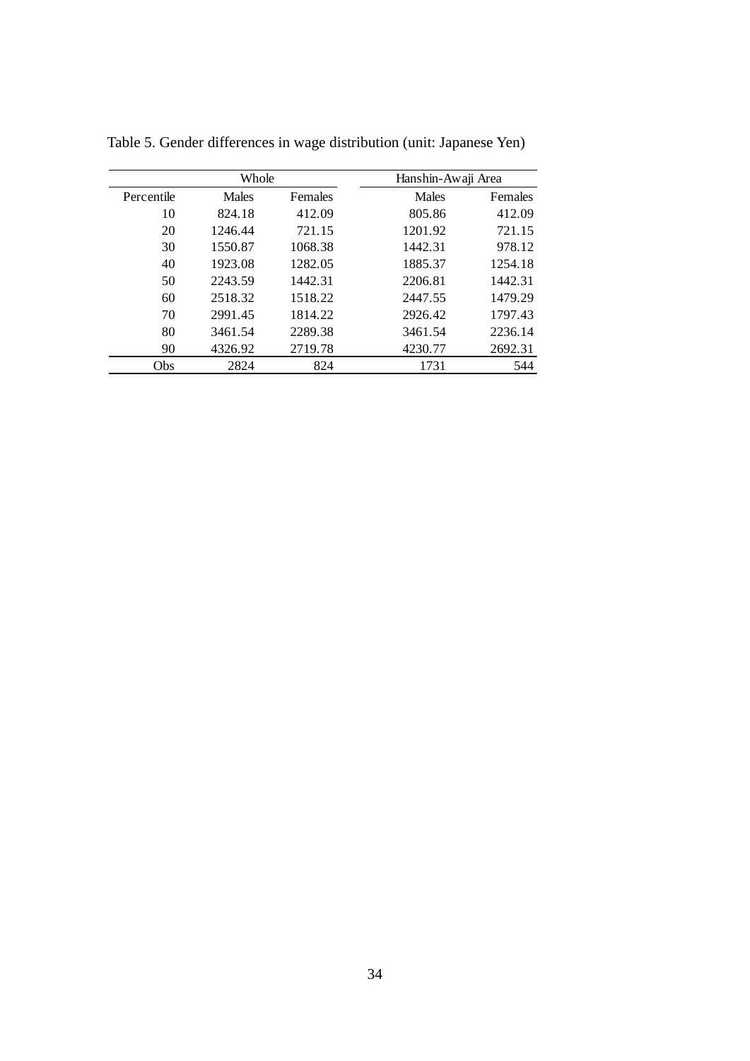Table 5. Gender differences in wage distribution (unit: Japanese Yen)

| | Whole | | Hanshin-Awaji Area | |
|---|---|---|---|---|
| Percentile | Males | Females | Males | Females |
| 10 | 824.18 | 412.09 | 805.86 | 412.09 |
| 20 | 1246.44 | 721.15 | 1201.92 | 721.15 |
| 30 | 1550.87 | 1068.38 | 1442.31 | 978.12 |
| 40 | 1923.08 | 1282.05 | 1885.37 | 1254.18 |
| 50 | 2243.59 | 1442.31 | 2206.81 | 1442.31 |
| 60 | 2518.32 | 1518.22 | 2447.55 | 1479.29 |
| 70 | 2991.45 | 1814.22 | 2926.42 | 1797.43 |
| 80 | 3461.54 | 2289.38 | 3461.54 | 2236.14 |
| 90 | 4326.92 | 2719.78 | 4230.77 | 2692.31 |
| Obs | 2824 | 824 | 1731 | 544 |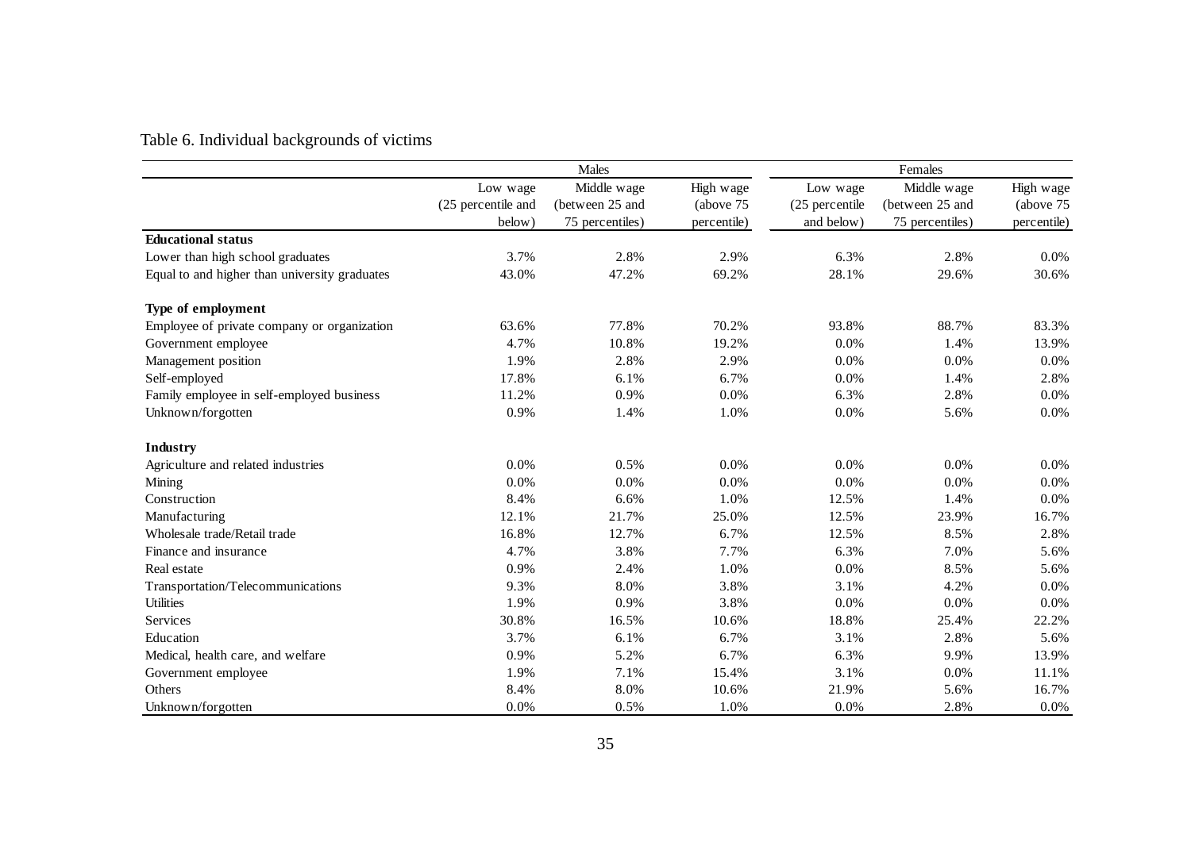Table 6. Individual backgrounds of victims

| | Males | | | Females | | |
|---|---|---|---|---|---|---|
| | Low wage (25 percentile and below) | Middle wage (between 25 and 75 percentiles) | High wage (above 75 percentile) | Low wage (25 percentile and below) | Middle wage (between 25 and 75 percentiles) | High wage (above 75 percentile) |
| **Educational status** | | | | | | |
| Lower than high school graduates | 3.7% | 2.8% | 2.9% | 6.3% | 2.8% | 0.0% |
| Equal to and higher than university graduates | 43.0% | 47.2% | 69.2% | 28.1% | 29.6% | 30.6% |
| **Type of employment** | | | | | | |
| Employee of private company or organization | 63.6% | 77.8% | 70.2% | 93.8% | 88.7% | 83.3% |
| Government employee | 4.7% | 10.8% | 19.2% | 0.0% | 1.4% | 13.9% |
| Management position | 1.9% | 2.8% | 2.9% | 0.0% | 0.0% | 0.0% |
| Self-employed | 17.8% | 6.1% | 6.7% | 0.0% | 1.4% | 2.8% |
| Family employee in self-employed business | 11.2% | 0.9% | 0.0% | 6.3% | 2.8% | 0.0% |
| Unknown/forgotten | 0.9% | 1.4% | 1.0% | 0.0% | 5.6% | 0.0% |
| **Industry** | | | | | | |
| Agriculture and related industries | 0.0% | 0.5% | 0.0% | 0.0% | 0.0% | 0.0% |
| Mining | 0.0% | 0.0% | 0.0% | 0.0% | 0.0% | 0.0% |
| Construction | 8.4% | 6.6% | 1.0% | 12.5% | 1.4% | 0.0% |
| Manufacturing | 12.1% | 21.7% | 25.0% | 12.5% | 23.9% | 16.7% |
| Wholesale trade/Retail trade | 16.8% | 12.7% | 6.7% | 12.5% | 8.5% | 2.8% |
| Finance and insurance | 4.7% | 3.8% | 7.7% | 6.3% | 7.0% | 5.6% |
| Real estate | 0.9% | 2.4% | 1.0% | 0.0% | 8.5% | 5.6% |
| Transportation/Telecommunications | 9.3% | 8.0% | 3.8% | 3.1% | 4.2% | 0.0% |
| Utilities | 1.9% | 0.9% | 3.8% | 0.0% | 0.0% | 0.0% |
| Services | 30.8% | 16.5% | 10.6% | 18.8% | 25.4% | 22.2% |
| Education | 3.7% | 6.1% | 6.7% | 3.1% | 2.8% | 5.6% |
| Medical, health care, and welfare | 0.9% | 5.2% | 6.7% | 6.3% | 9.9% | 13.9% |
| Government employee | 1.9% | 7.1% | 15.4% | 3.1% | 0.0% | 11.1% |
| Others | 8.4% | 8.0% | 10.6% | 21.9% | 5.6% | 16.7% |
| Unknown/forgotten | 0.0% | 0.5% | 1.0% | 0.0% | 2.8% | 0.0% |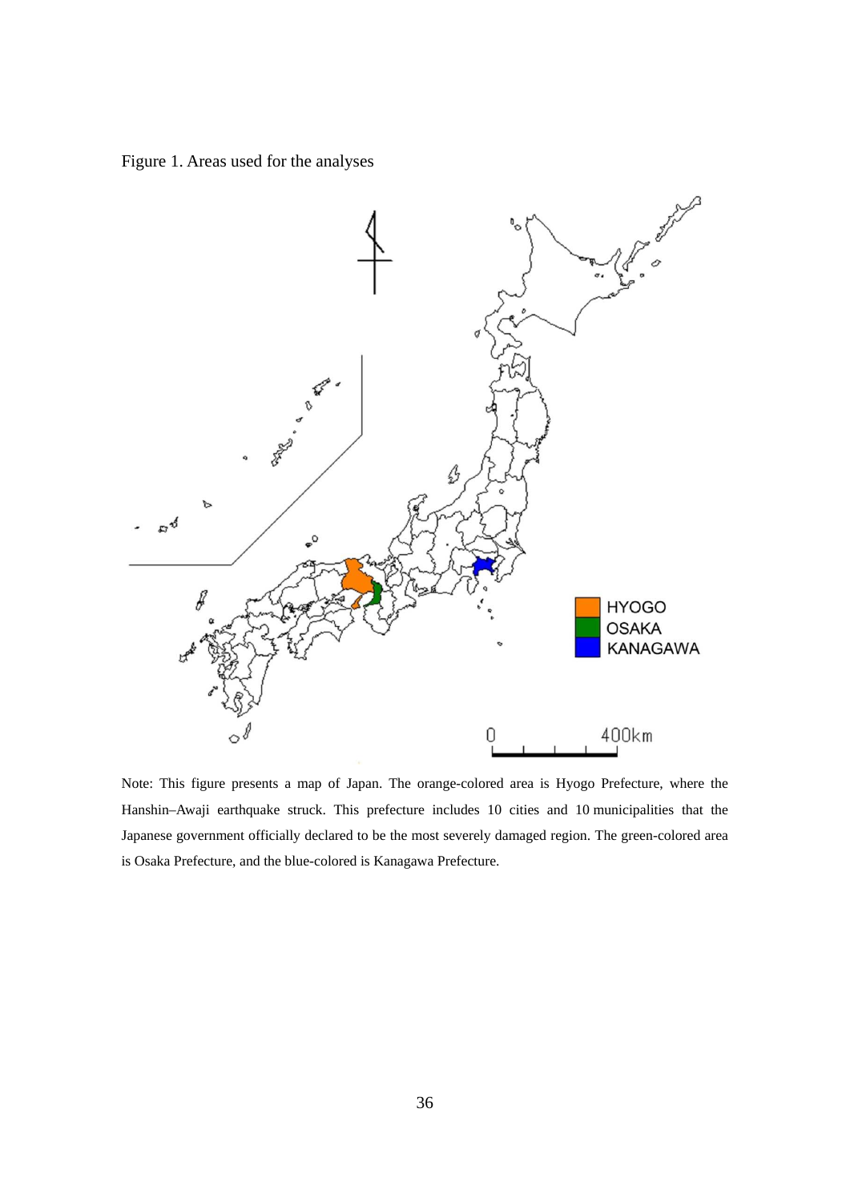Figure 1. Areas used for the analyses

Note: This figure presents a map of Japan. The orange-colored area is Hyogo Prefecture, where the Hanshin–Awaji earthquake struck. This prefecture includes 10 cities and 10 municipalities that the Japanese government officially declared to be the most severely damaged region. The green-colored area is Osaka Prefecture, and the blue-colored is Kanagawa Prefecture.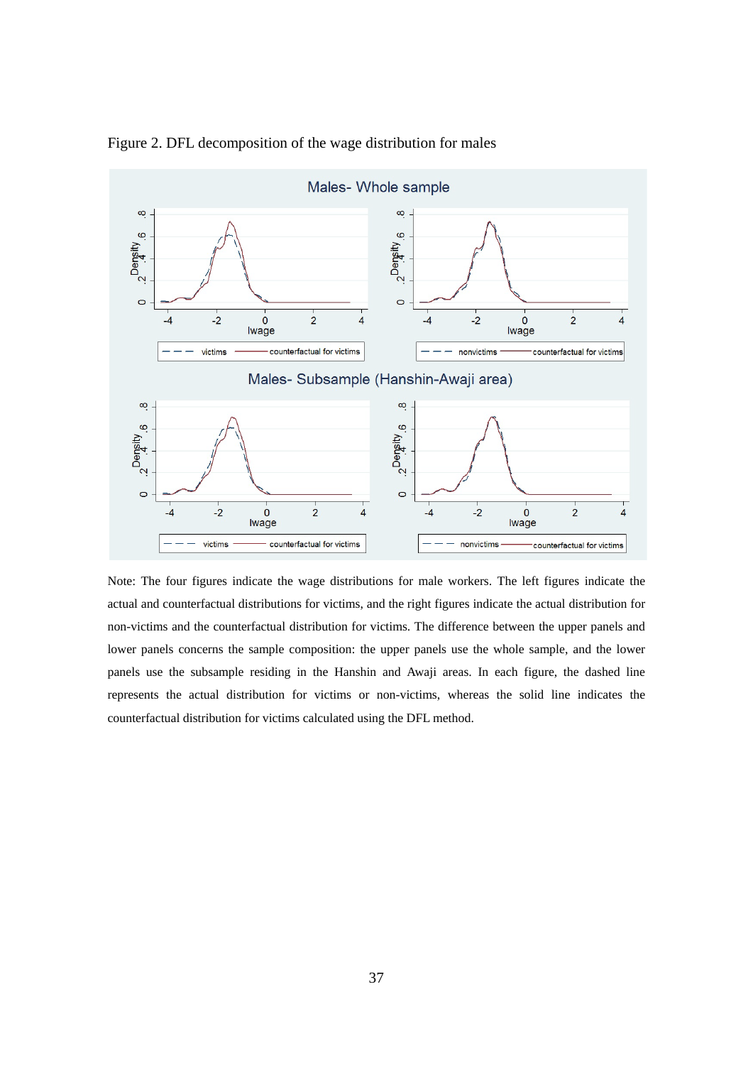Figure 2. DFL decomposition of the wage distribution for males

Note: The four figures indicate the wage distributions for male workers. The left figures indicate the actual and counterfactual distributions for victims, and the right figures indicate the actual distribution for non-victims and the counterfactual distribution for victims. The difference between the upper panels and lower panels concerns the sample composition: the upper panels use the whole sample, and the lower panels use the subsample residing in the Hanshin and Awaji areas. In each figure, the dashed line represents the actual distribution for victims or non-victims, whereas the solid line indicates the counterfactual distribution for victims calculated using the DFL method.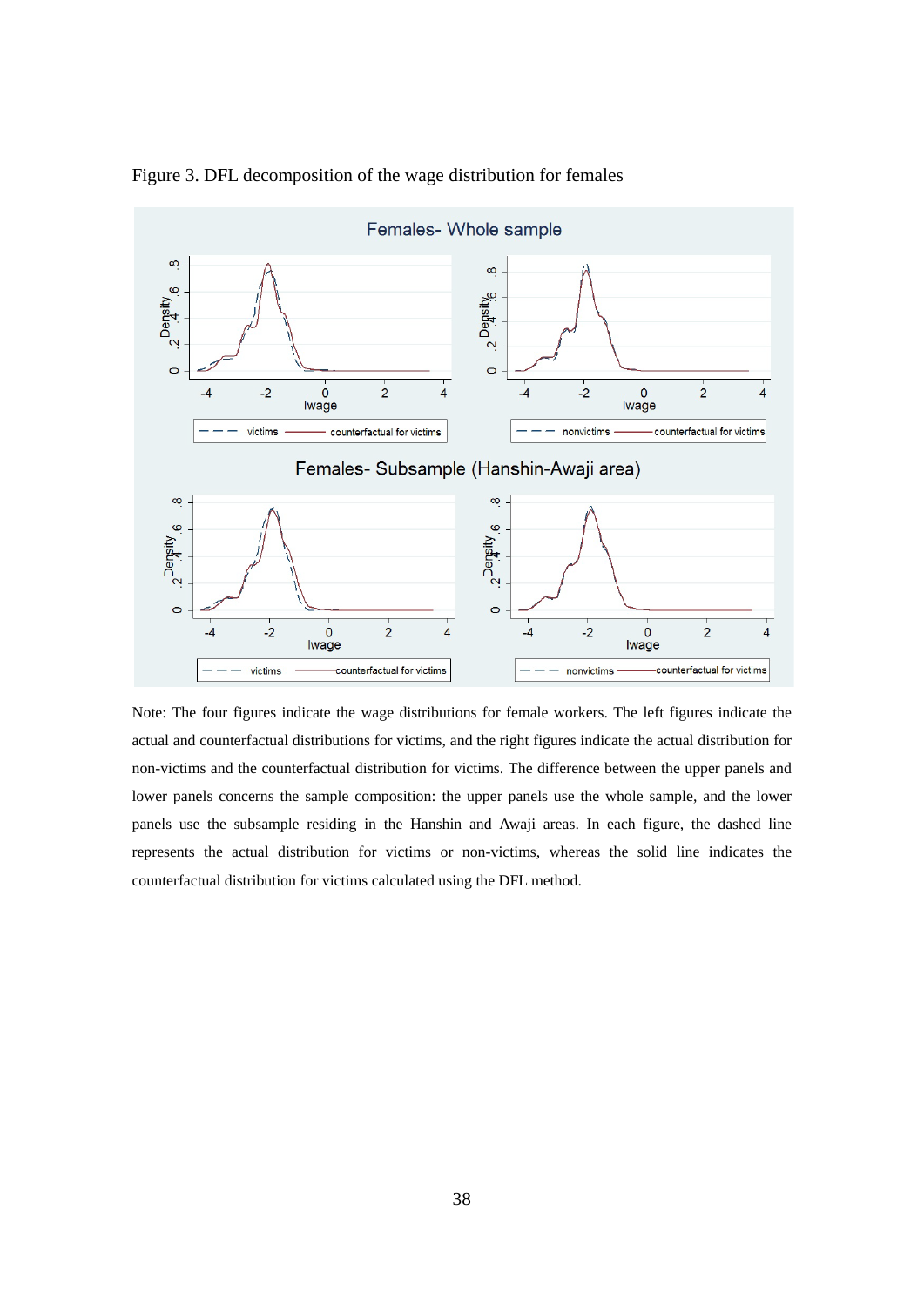Figure 3. DFL decomposition of the wage distribution for females

Note: The four figures indicate the wage distributions for female workers. The left figures indicate the actual and counterfactual distributions for victims, and the right figures indicate the actual distribution for non-victims and the counterfactual distribution for victims. The difference between the upper panels and lower panels concerns the sample composition: the upper panels use the whole sample, and the lower panels use the subsample residing in the Hanshin and Awaji areas. In each figure, the dashed line represents the actual distribution for victims or non-victims, whereas the solid line indicates the counterfactual distribution for victims calculated using the DFL method.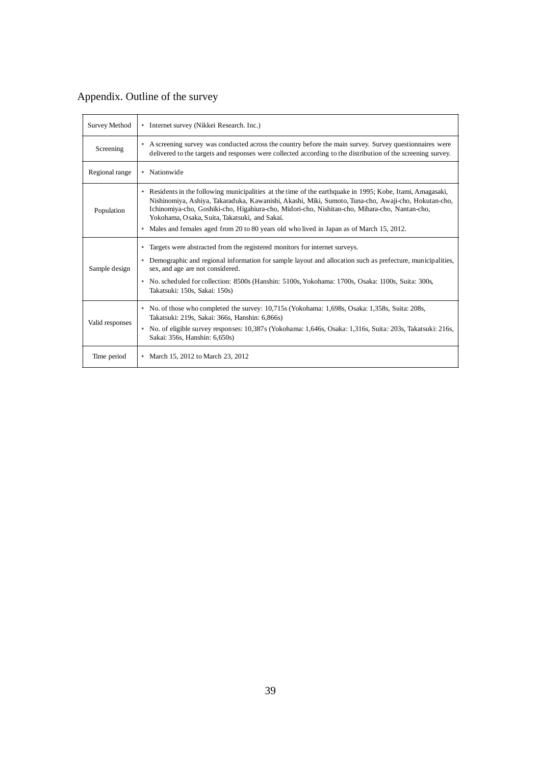## Appendix. Outline of the survey

| | |
|---|---|
| Survey Method | • Internet survey (Nikkei Research. Inc.) |
| Screening | • A screening survey was conducted across the country before the main survey. Survey questionnaires were delivered to the targets and responses were collected according to the distribution of the screening survey. |
| Regional range | • Nationwide |
| Population | • Residents in the following municipalities at the time of the earthquake in 1995; Kobe, Itami, Amagasaki, Nishinomiya, Ashiya, Takaraduka, Kawanishi, Akashi, Miki, Sumoto, Tuna-cho, Awaji-cho, Hokutan-cho, Ichinomiya-cho, Goshiki-cho, Higahiura-cho, Midori-cho, Nishitan-cho, Mihara-cho, Nantan-cho, Yokohama, Osaka, Suita, Takatsuki, and Sakai.<br>• Males and females aged from 20 to 80 years old who lived in Japan as of March 15, 2012. |
| Sample design | • Targets were abstracted from the registered monitors for internet surveys.<br>• Demographic and regional information for sample layout and allocation such as prefecture, municipalities, sex, and age are not considered.<br>• No. scheduled for collection: 8500s (Hanshin: 5100s, Yokohama: 1700s, Osaka: 1100s, Suita: 300s, Takatsuki: 150s, Sakai: 150s) |
| Valid responses | • No. of those who completed the survey: 10,715s (Yokohama: 1,698s, Osaka: 1,358s, Suita: 208s, Takatsuki: 219s, Sakai: 366s, Hanshin: 6,866s)<br>• No. of eligible survey responses: 10,387s (Yokohama: 1,646s, Osaka: 1,316s, Suita: 203s, Takatsuki: 216s, Sakai: 356s, Hanshin: 6,650s) |
| Time period | • March 15, 2012 to March 23, 2012 |